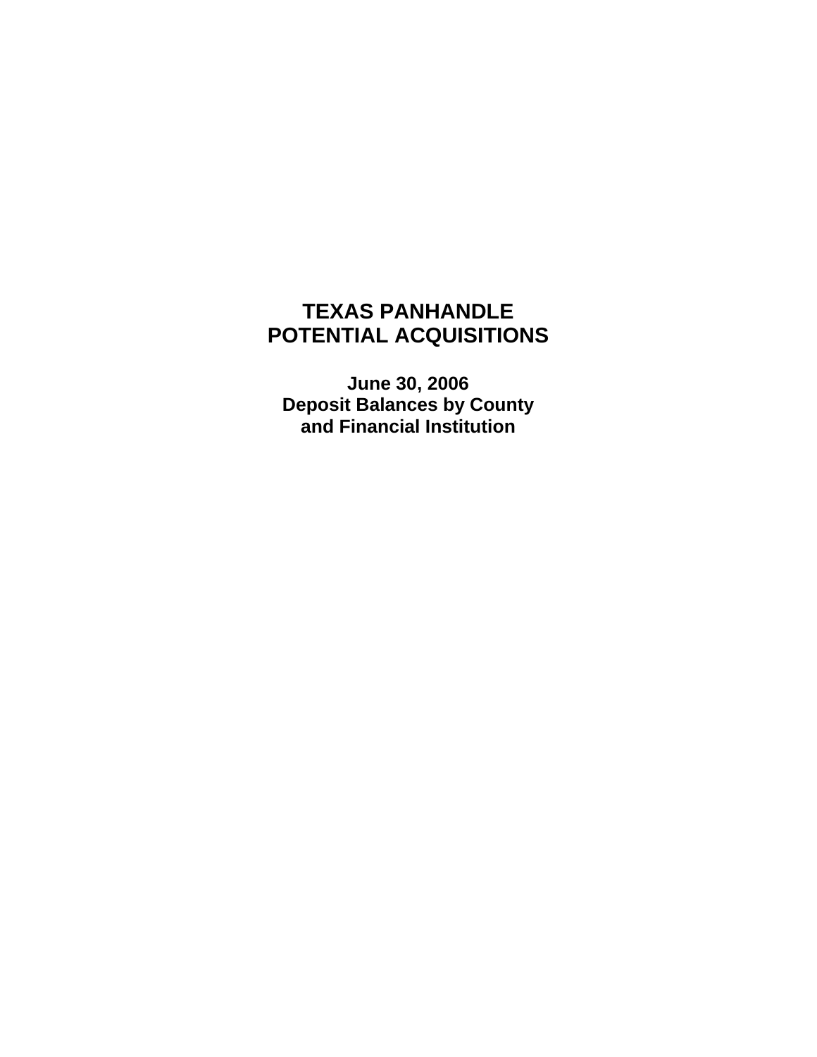# TEXAS PANHANDLE
# POTENTIAL ACQUISITIONS

## June 30, 2006
## Deposit Balances by County
## and Financial Institution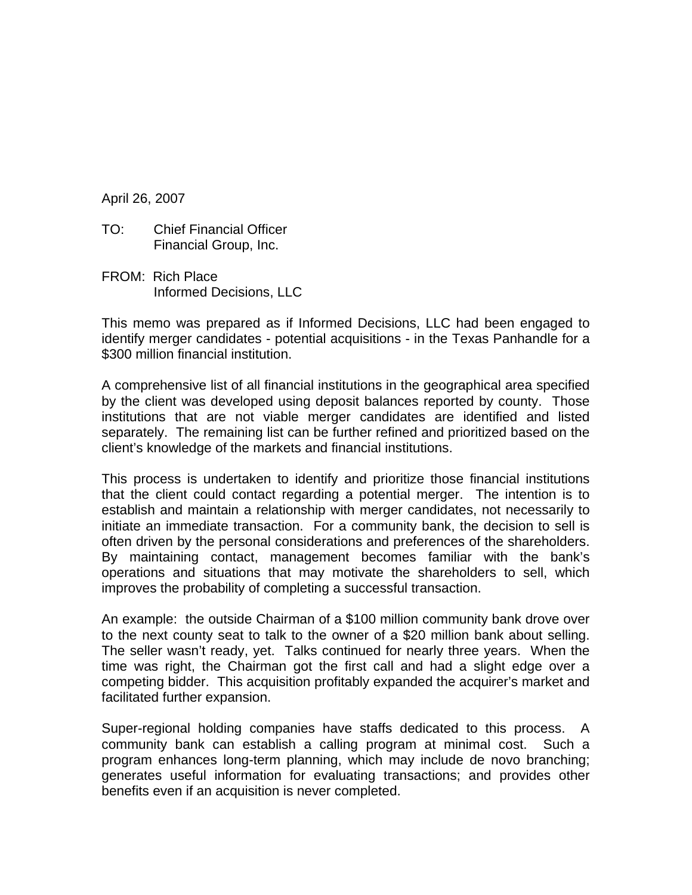April 26, 2007

TO: Chief Financial Officer
Financial Group, Inc.

FROM: Rich Place
Informed Decisions, LLC

This memo was prepared as if Informed Decisions, LLC had been engaged to identify merger candidates - potential acquisitions - in the Texas Panhandle for a $300 million financial institution.

A comprehensive list of all financial institutions in the geographical area specified by the client was developed using deposit balances reported by county. Those institutions that are not viable merger candidates are identified and listed separately. The remaining list can be further refined and prioritized based on the client's knowledge of the markets and financial institutions.

This process is undertaken to identify and prioritize those financial institutions that the client could contact regarding a potential merger. The intention is to establish and maintain a relationship with merger candidates, not necessarily to initiate an immediate transaction. For a community bank, the decision to sell is often driven by the personal considerations and preferences of the shareholders. By maintaining contact, management becomes familiar with the bank's operations and situations that may motivate the shareholders to sell, which improves the probability of completing a successful transaction.

An example: the outside Chairman of a $100 million community bank drove over to the next county seat to talk to the owner of a $20 million bank about selling. The seller wasn't ready, yet. Talks continued for nearly three years. When the time was right, the Chairman got the first call and had a slight edge over a competing bidder. This acquisition profitably expanded the acquirer's market and facilitated further expansion.

Super-regional holding companies have staffs dedicated to this process. A community bank can establish a calling program at minimal cost. Such a program enhances long-term planning, which may include de novo branching; generates useful information for evaluating transactions; and provides other benefits even if an acquisition is never completed.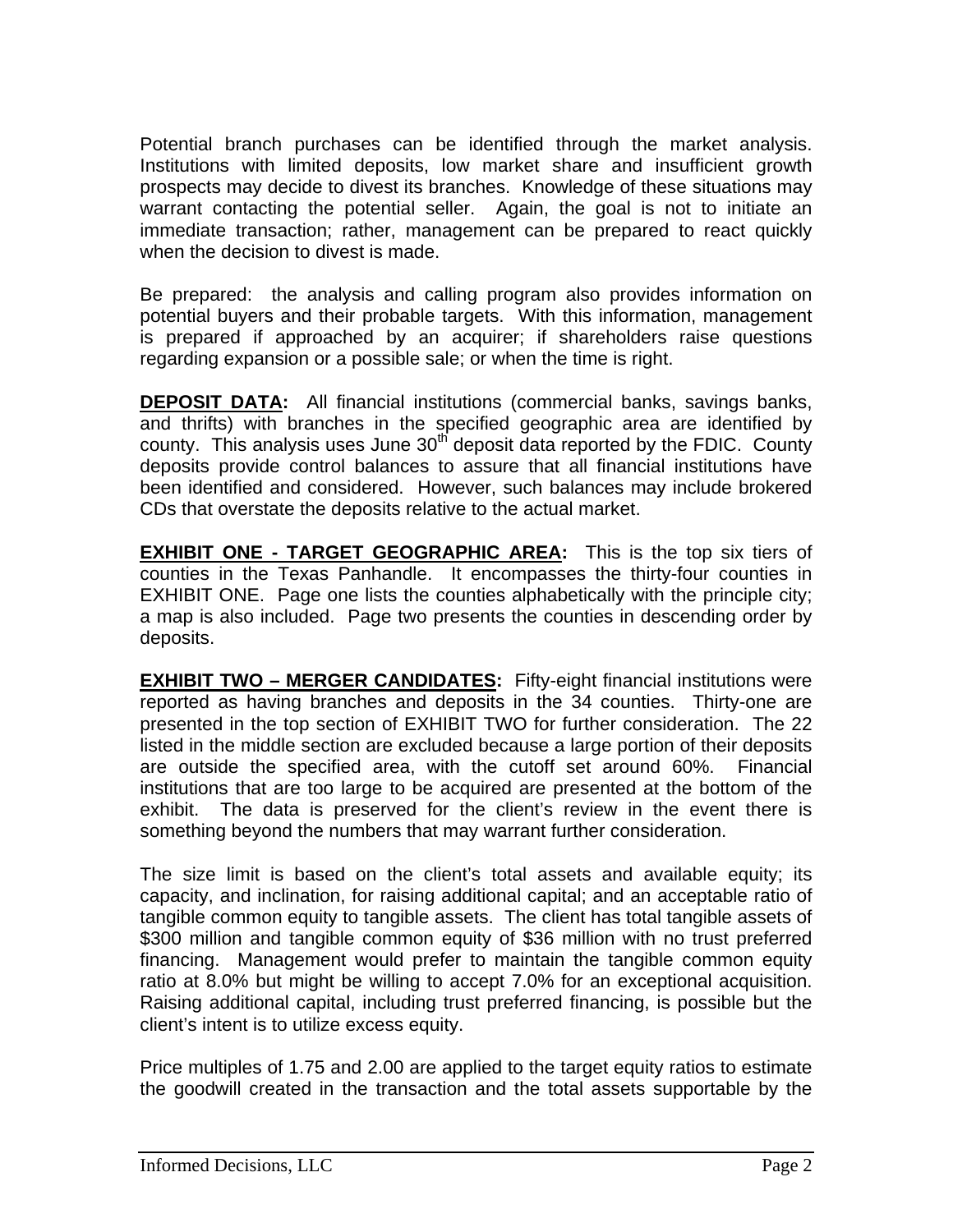Potential branch purchases can be identified through the market analysis. Institutions with limited deposits, low market share and insufficient growth prospects may decide to divest its branches. Knowledge of these situations may warrant contacting the potential seller. Again, the goal is not to initiate an immediate transaction; rather, management can be prepared to react quickly when the decision to divest is made.

Be prepared: the analysis and calling program also provides information on potential buyers and their probable targets. With this information, management is prepared if approached by an acquirer; if shareholders raise questions regarding expansion or a possible sale; or when the time is right.

**DEPOSIT DATA:** All financial institutions (commercial banks, savings banks, and thrifts) with branches in the specified geographic area are identified by county. This analysis uses June 30th deposit data reported by the FDIC. County deposits provide control balances to assure that all financial institutions have been identified and considered. However, such balances may include brokered CDs that overstate the deposits relative to the actual market.

**EXHIBIT ONE - TARGET GEOGRAPHIC AREA:** This is the top six tiers of counties in the Texas Panhandle. It encompasses the thirty-four counties in EXHIBIT ONE. Page one lists the counties alphabetically with the principle city; a map is also included. Page two presents the counties in descending order by deposits.

**EXHIBIT TWO – MERGER CANDIDATES:** Fifty-eight financial institutions were reported as having branches and deposits in the 34 counties. Thirty-one are presented in the top section of EXHIBIT TWO for further consideration. The 22 listed in the middle section are excluded because a large portion of their deposits are outside the specified area, with the cutoff set around 60%. Financial institutions that are too large to be acquired are presented at the bottom of the exhibit. The data is preserved for the client's review in the event there is something beyond the numbers that may warrant further consideration.

The size limit is based on the client's total assets and available equity; its capacity, and inclination, for raising additional capital; and an acceptable ratio of tangible common equity to tangible assets. The client has total tangible assets of $300 million and tangible common equity of $36 million with no trust preferred financing. Management would prefer to maintain the tangible common equity ratio at 8.0% but might be willing to accept 7.0% for an exceptional acquisition. Raising additional capital, including trust preferred financing, is possible but the client's intent is to utilize excess equity.

Price multiples of 1.75 and 2.00 are applied to the target equity ratios to estimate the goodwill created in the transaction and the total assets supportable by the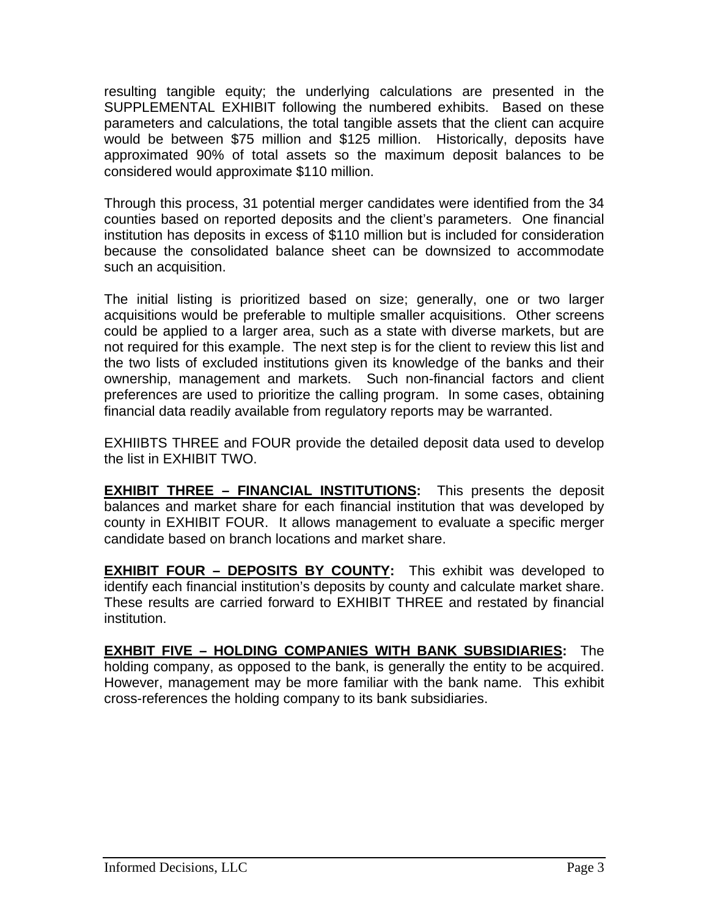resulting tangible equity; the underlying calculations are presented in the SUPPLEMENTAL EXHIBIT following the numbered exhibits. Based on these parameters and calculations, the total tangible assets that the client can acquire would be between $75 million and $125 million. Historically, deposits have approximated 90% of total assets so the maximum deposit balances to be considered would approximate $110 million.

Through this process, 31 potential merger candidates were identified from the 34 counties based on reported deposits and the client's parameters. One financial institution has deposits in excess of $110 million but is included for consideration because the consolidated balance sheet can be downsized to accommodate such an acquisition.

The initial listing is prioritized based on size; generally, one or two larger acquisitions would be preferable to multiple smaller acquisitions. Other screens could be applied to a larger area, such as a state with diverse markets, but are not required for this example. The next step is for the client to review this list and the two lists of excluded institutions given its knowledge of the banks and their ownership, management and markets. Such non-financial factors and client preferences are used to prioritize the calling program. In some cases, obtaining financial data readily available from regulatory reports may be warranted.

EXHIIBTS THREE and FOUR provide the detailed deposit data used to develop the list in EXHIBIT TWO.

**<u>EXHIBIT THREE – FINANCIAL INSTITUTIONS</u>:** This presents the deposit balances and market share for each financial institution that was developed by county in EXHIBIT FOUR. It allows management to evaluate a specific merger candidate based on branch locations and market share.

**<u>EXHIBIT FOUR – DEPOSITS BY COUNTY</u>:** This exhibit was developed to identify each financial institution's deposits by county and calculate market share. These results are carried forward to EXHIBIT THREE and restated by financial institution.

**<u>EXHBIT FIVE – HOLDING COMPANIES WITH BANK SUBSIDIARIES</u>:** The holding company, as opposed to the bank, is generally the entity to be acquired. However, management may be more familiar with the bank name. This exhibit cross-references the holding company to its bank subsidiaries.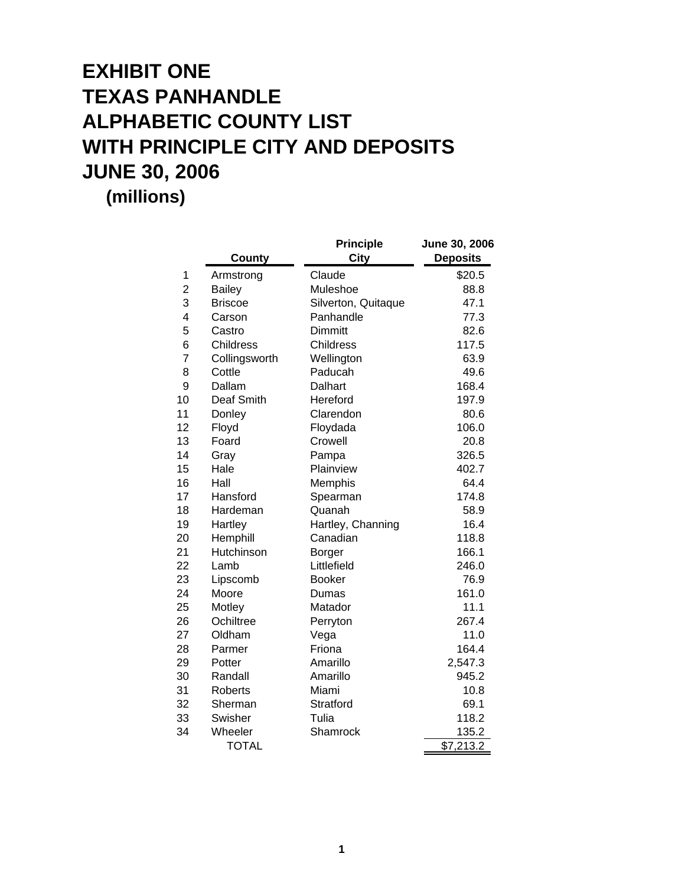# EXHIBIT ONE
# TEXAS PANHANDLE
# ALPHABETIC COUNTY LIST
# WITH PRINCIPLE CITY AND DEPOSITS
# JUNE 30, 2006

**(millions)**

| | County | Principle City | June 30, 2006 Deposits |
|---|---|---|---|
| 1 | Armstrong | Claude | $20.5 |
| 2 | Bailey | Muleshoe | 88.8 |
| 3 | Briscoe | Silverton, Quitaque | 47.1 |
| 4 | Carson | Panhandle | 77.3 |
| 5 | Castro | Dimmitt | 82.6 |
| 6 | Childress | Childress | 117.5 |
| 7 | Collingsworth | Wellington | 63.9 |
| 8 | Cottle | Paducah | 49.6 |
| 9 | Dallam | Dalhart | 168.4 |
| 10 | Deaf Smith | Hereford | 197.9 |
| 11 | Donley | Clarendon | 80.6 |
| 12 | Floyd | Floydada | 106.0 |
| 13 | Foard | Crowell | 20.8 |
| 14 | Gray | Pampa | 326.5 |
| 15 | Hale | Plainview | 402.7 |
| 16 | Hall | Memphis | 64.4 |
| 17 | Hansford | Spearman | 174.8 |
| 18 | Hardeman | Quanah | 58.9 |
| 19 | Hartley | Hartley, Channing | 16.4 |
| 20 | Hemphill | Canadian | 118.8 |
| 21 | Hutchinson | Borger | 166.1 |
| 22 | Lamb | Littlefield | 246.0 |
| 23 | Lipscomb | Booker | 76.9 |
| 24 | Moore | Dumas | 161.0 |
| 25 | Motley | Matador | 11.1 |
| 26 | Ochiltree | Perryton | 267.4 |
| 27 | Oldham | Vega | 11.0 |
| 28 | Parmer | Friona | 164.4 |
| 29 | Potter | Amarillo | 2,547.3 |
| 30 | Randall | Amarillo | 945.2 |
| 31 | Roberts | Miami | 10.8 |
| 32 | Sherman | Stratford | 69.1 |
| 33 | Swisher | Tulia | 118.2 |
| 34 | Wheeler | Shamrock | 135.2 |
| | TOTAL | | $7,213.2 |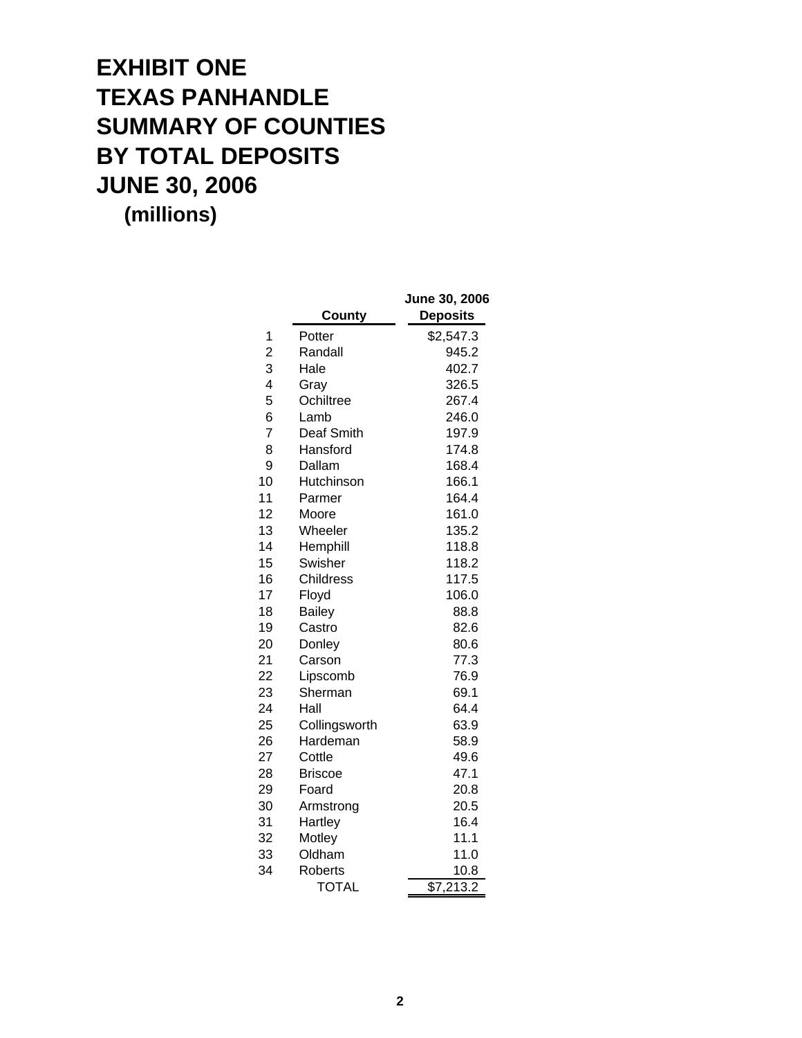# EXHIBIT ONE
# TEXAS PANHANDLE
# SUMMARY OF COUNTIES
# BY TOTAL DEPOSITS
# JUNE 30, 2006

**(millions)**

| | County | June 30, 2006 Deposits |
|---|---|---|
| 1 | Potter | $2,547.3 |
| 2 | Randall | 945.2 |
| 3 | Hale | 402.7 |
| 4 | Gray | 326.5 |
| 5 | Ochiltree | 267.4 |
| 6 | Lamb | 246.0 |
| 7 | Deaf Smith | 197.9 |
| 8 | Hansford | 174.8 |
| 9 | Dallam | 168.4 |
| 10 | Hutchinson | 166.1 |
| 11 | Parmer | 164.4 |
| 12 | Moore | 161.0 |
| 13 | Wheeler | 135.2 |
| 14 | Hemphill | 118.8 |
| 15 | Swisher | 118.2 |
| 16 | Childress | 117.5 |
| 17 | Floyd | 106.0 |
| 18 | Bailey | 88.8 |
| 19 | Castro | 82.6 |
| 20 | Donley | 80.6 |
| 21 | Carson | 77.3 |
| 22 | Lipscomb | 76.9 |
| 23 | Sherman | 69.1 |
| 24 | Hall | 64.4 |
| 25 | Collingsworth | 63.9 |
| 26 | Hardeman | 58.9 |
| 27 | Cottle | 49.6 |
| 28 | Briscoe | 47.1 |
| 29 | Foard | 20.8 |
| 30 | Armstrong | 20.5 |
| 31 | Hartley | 16.4 |
| 32 | Motley | 11.1 |
| 33 | Oldham | 11.0 |
| 34 | Roberts | 10.8 |
| | TOTAL | $7,213.2 |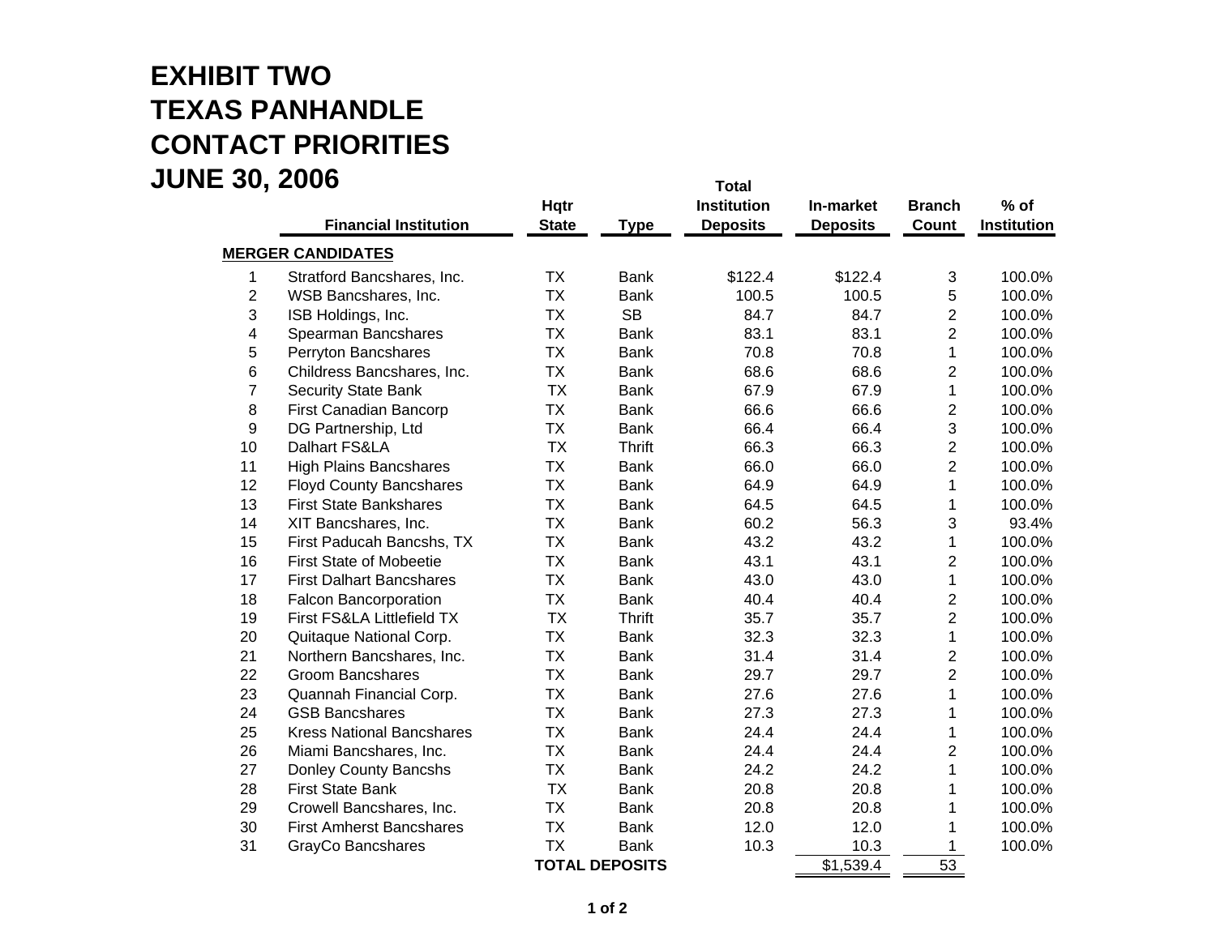# EXHIBIT TWO
# TEXAS PANHANDLE
# CONTACT PRIORITIES
# JUNE 30, 2006

| | Financial Institution | Hqtr State | Type | Total Institution Deposits | In-market Deposits | Branch Count | % of Institution |
|---|---|---|---|---|---|---|---|
| **MERGER CANDIDATES** | | | | | | | |
| 1 | Stratford Bancshares, Inc. | TX | Bank | $122.4 | $122.4 | 3 | 100.0% |
| 2 | WSB Bancshares, Inc. | TX | Bank | 100.5 | 100.5 | 5 | 100.0% |
| 3 | ISB Holdings, Inc. | TX | SB | 84.7 | 84.7 | 2 | 100.0% |
| 4 | Spearman Bancshares | TX | Bank | 83.1 | 83.1 | 2 | 100.0% |
| 5 | Perryton Bancshares | TX | Bank | 70.8 | 70.8 | 1 | 100.0% |
| 6 | Childress Bancshares, Inc. | TX | Bank | 68.6 | 68.6 | 2 | 100.0% |
| 7 | Security State Bank | TX | Bank | 67.9 | 67.9 | 1 | 100.0% |
| 8 | First Canadian Bancorp | TX | Bank | 66.6 | 66.6 | 2 | 100.0% |
| 9 | DG Partnership, Ltd | TX | Bank | 66.4 | 66.4 | 3 | 100.0% |
| 10 | Dalhart FS&LA | TX | Thrift | 66.3 | 66.3 | 2 | 100.0% |
| 11 | High Plains Bancshares | TX | Bank | 66.0 | 66.0 | 2 | 100.0% |
| 12 | Floyd County Bancshares | TX | Bank | 64.9 | 64.9 | 1 | 100.0% |
| 13 | First State Bankshares | TX | Bank | 64.5 | 64.5 | 1 | 100.0% |
| 14 | XIT Bancshares, Inc. | TX | Bank | 60.2 | 56.3 | 3 | 93.4% |
| 15 | First Paducah Bancshs, TX | TX | Bank | 43.2 | 43.2 | 1 | 100.0% |
| 16 | First State of Mobeetie | TX | Bank | 43.1 | 43.1 | 2 | 100.0% |
| 17 | First Dalhart Bancshares | TX | Bank | 43.0 | 43.0 | 1 | 100.0% |
| 18 | Falcon Bancorporation | TX | Bank | 40.4 | 40.4 | 2 | 100.0% |
| 19 | First FS&LA Littlefield TX | TX | Thrift | 35.7 | 35.7 | 2 | 100.0% |
| 20 | Quitaque National Corp. | TX | Bank | 32.3 | 32.3 | 1 | 100.0% |
| 21 | Northern Bancshares, Inc. | TX | Bank | 31.4 | 31.4 | 2 | 100.0% |
| 22 | Groom Bancshares | TX | Bank | 29.7 | 29.7 | 2 | 100.0% |
| 23 | Quannah Financial Corp. | TX | Bank | 27.6 | 27.6 | 1 | 100.0% |
| 24 | GSB Bancshares | TX | Bank | 27.3 | 27.3 | 1 | 100.0% |
| 25 | Kress National Bancshares | TX | Bank | 24.4 | 24.4 | 1 | 100.0% |
| 26 | Miami Bancshares, Inc. | TX | Bank | 24.4 | 24.4 | 2 | 100.0% |
| 27 | Donley County Bancshs | TX | Bank | 24.2 | 24.2 | 1 | 100.0% |
| 28 | First State Bank | TX | Bank | 20.8 | 20.8 | 1 | 100.0% |
| 29 | Crowell Bancshares, Inc. | TX | Bank | 20.8 | 20.8 | 1 | 100.0% |
| 30 | First Amherst Bancshares | TX | Bank | 12.0 | 12.0 | 1 | 100.0% |
| 31 | GrayCo Bancshares | TX | Bank | 10.3 | 10.3 | 1 | 100.0% |
| | | **TOTAL DEPOSITS** | | | $1,539.4 | 53 | |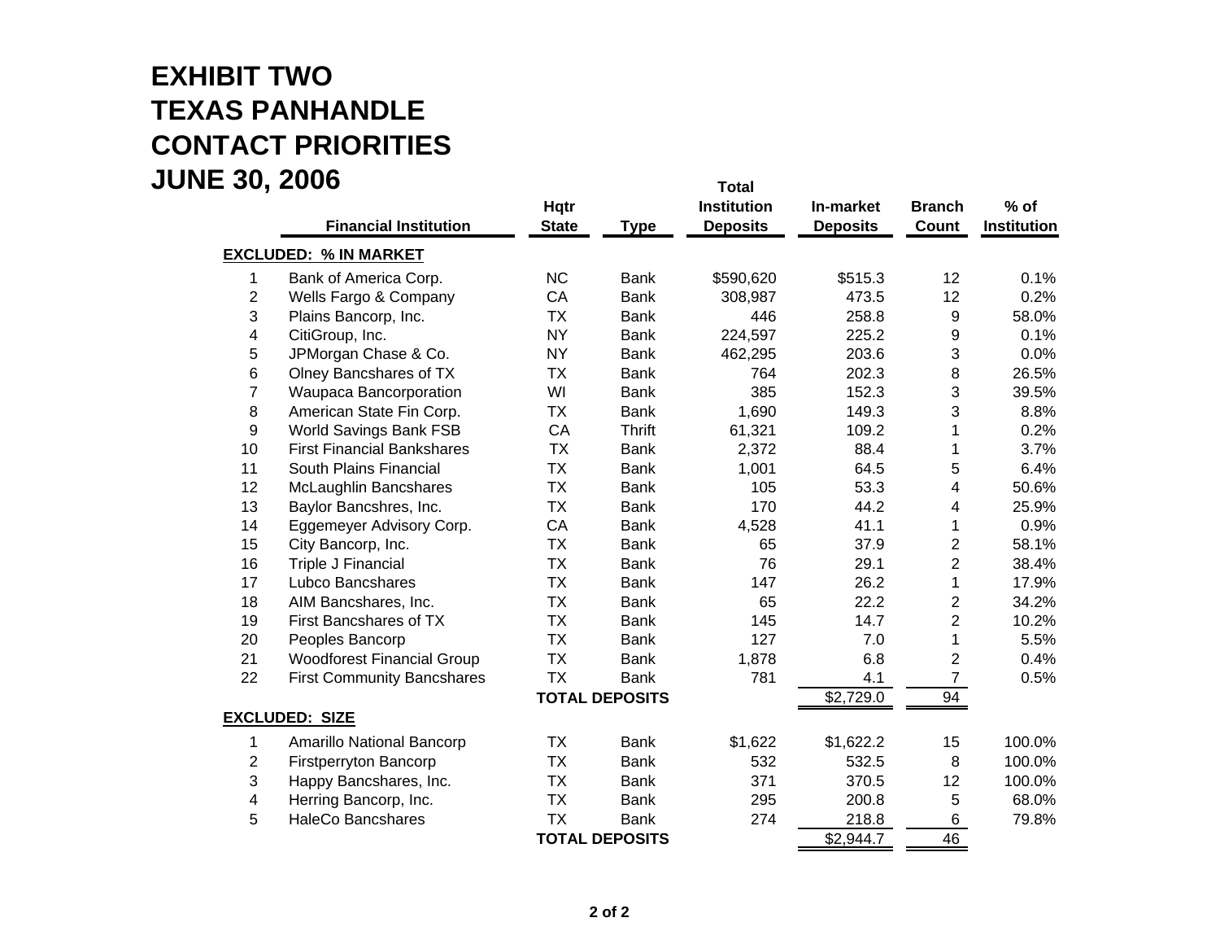# EXHIBIT TWO
# TEXAS PANHANDLE
# CONTACT PRIORITIES
# JUNE 30, 2006

| | Financial Institution | Hqtr State | Type | Total Institution Deposits | In-market Deposits | Branch Count | % of Institution |
|---|---|---|---|---|---|---|---|
| **EXCLUDED: % IN MARKET** | | | | | | | |
| 1 | Bank of America Corp. | NC | Bank | $590,620 | $515.3 | 12 | 0.1% |
| 2 | Wells Fargo & Company | CA | Bank | 308,987 | 473.5 | 12 | 0.2% |
| 3 | Plains Bancorp, Inc. | TX | Bank | 446 | 258.8 | 9 | 58.0% |
| 4 | CitiGroup, Inc. | NY | Bank | 224,597 | 225.2 | 9 | 0.1% |
| 5 | JPMorgan Chase & Co. | NY | Bank | 462,295 | 203.6 | 3 | 0.0% |
| 6 | Olney Bancshares of TX | TX | Bank | 764 | 202.3 | 8 | 26.5% |
| 7 | Waupaca Bancorporation | WI | Bank | 385 | 152.3 | 3 | 39.5% |
| 8 | American State Fin Corp. | TX | Bank | 1,690 | 149.3 | 3 | 8.8% |
| 9 | World Savings Bank FSB | CA | Thrift | 61,321 | 109.2 | 1 | 0.2% |
| 10 | First Financial Bankshares | TX | Bank | 2,372 | 88.4 | 1 | 3.7% |
| 11 | South Plains Financial | TX | Bank | 1,001 | 64.5 | 5 | 6.4% |
| 12 | McLaughlin Bancshares | TX | Bank | 105 | 53.3 | 4 | 50.6% |
| 13 | Baylor Bancshres, Inc. | TX | Bank | 170 | 44.2 | 4 | 25.9% |
| 14 | Eggemeyer Advisory Corp. | CA | Bank | 4,528 | 41.1 | 1 | 0.9% |
| 15 | City Bancorp, Inc. | TX | Bank | 65 | 37.9 | 2 | 58.1% |
| 16 | Triple J Financial | TX | Bank | 76 | 29.1 | 2 | 38.4% |
| 17 | Lubco Bancshares | TX | Bank | 147 | 26.2 | 1 | 17.9% |
| 18 | AIM Bancshares, Inc. | TX | Bank | 65 | 22.2 | 2 | 34.2% |
| 19 | First Bancshares of TX | TX | Bank | 145 | 14.7 | 2 | 10.2% |
| 20 | Peoples Bancorp | TX | Bank | 127 | 7.0 | 1 | 5.5% |
| 21 | Woodforest Financial Group | TX | Bank | 1,878 | 6.8 | 2 | 0.4% |
| 22 | First Community Bancshares | TX | Bank | 781 | 4.1 | 7 | 0.5% |
| | | **TOTAL DEPOSITS** | | | $2,729.0 | 94 | |
| **EXCLUDED: SIZE** | | | | | | | |
| 1 | Amarillo National Bancorp | TX | Bank | $1,622 | $1,622.2 | 15 | 100.0% |
| 2 | Firstperryton Bancorp | TX | Bank | 532 | 532.5 | 8 | 100.0% |
| 3 | Happy Bancshares, Inc. | TX | Bank | 371 | 370.5 | 12 | 100.0% |
| 4 | Herring Bancorp, Inc. | TX | Bank | 295 | 200.8 | 5 | 68.0% |
| 5 | HaleCo Bancshares | TX | Bank | 274 | 218.8 | 6 | 79.8% |
| | | **TOTAL DEPOSITS** | | | $2,944.7 | 46 | |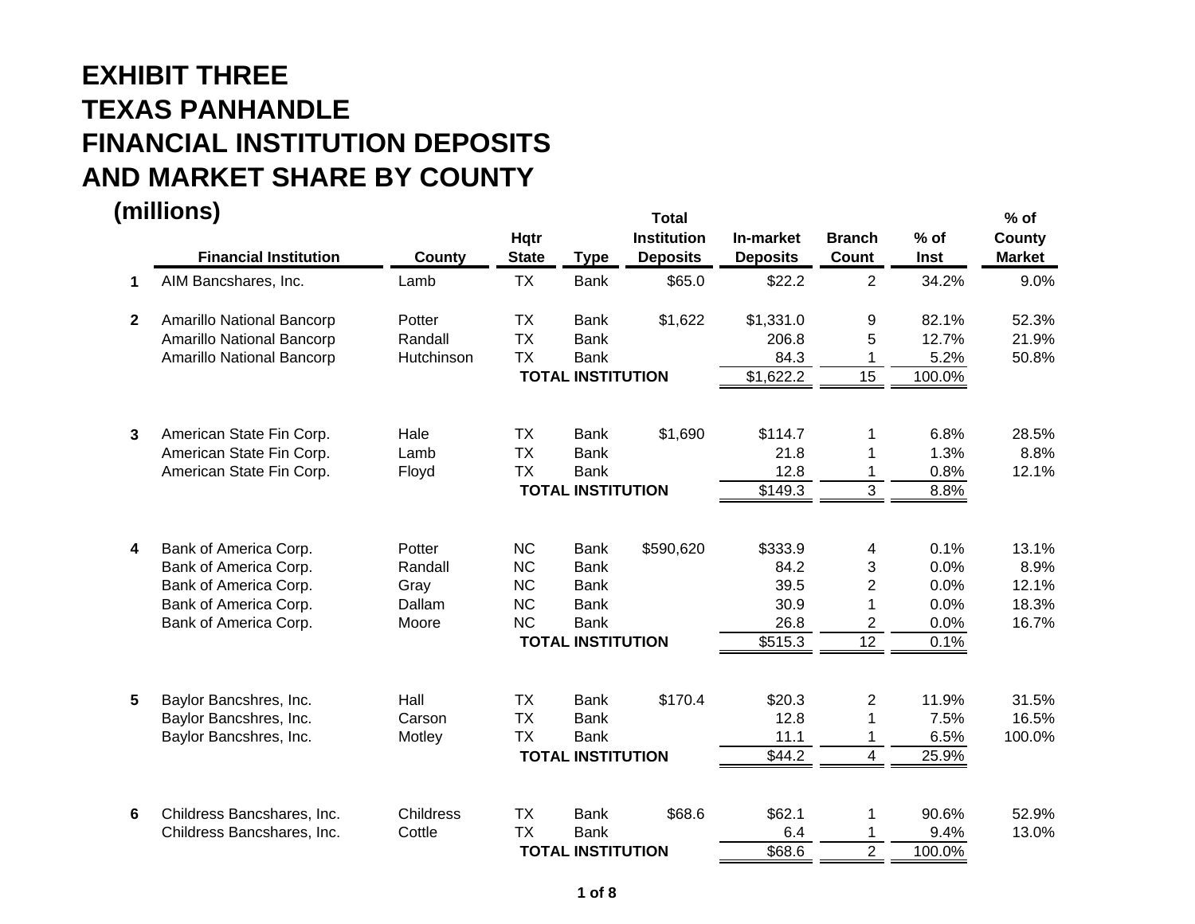# EXHIBIT THREE
# TEXAS PANHANDLE
# FINANCIAL INSTITUTION DEPOSITS AND MARKET SHARE BY COUNTY

**(millions)**

| | Financial Institution | County | Hqtr State | Type | Total Institution Deposits | In-market Deposits | Branch Count | % of Inst | % of County Market |
|---|---|---|---|---|---|---|---|---|---|
| 1 | AIM Bancshares, Inc. | Lamb | TX | Bank | $65.0 | $22.2 | 2 | 34.2% | 9.0% |
| 2 | Amarillo National Bancorp | Potter | TX | Bank | $1,622 | $1,331.0 | 9 | 82.1% | 52.3% |
| | Amarillo National Bancorp | Randall | TX | Bank | | 206.8 | 5 | 12.7% | 21.9% |
| | Amarillo National Bancorp | Hutchinson | TX | Bank | | 84.3 | 1 | 5.2% | 50.8% |
| | | | **TOTAL INSTITUTION** | | | $1,622.2 | 15 | 100.0% | |
| 3 | American State Fin Corp. | Hale | TX | Bank | $1,690 | $114.7 | 1 | 6.8% | 28.5% |
| | American State Fin Corp. | Lamb | TX | Bank | | 21.8 | 1 | 1.3% | 8.8% |
| | American State Fin Corp. | Floyd | TX | Bank | | 12.8 | 1 | 0.8% | 12.1% |
| | | | **TOTAL INSTITUTION** | | | $149.3 | 3 | 8.8% | |
| 4 | Bank of America Corp. | Potter | NC | Bank | $590,620 | $333.9 | 4 | 0.1% | 13.1% |
| | Bank of America Corp. | Randall | NC | Bank | | 84.2 | 3 | 0.0% | 8.9% |
| | Bank of America Corp. | Gray | NC | Bank | | 39.5 | 2 | 0.0% | 12.1% |
| | Bank of America Corp. | Dallam | NC | Bank | | 30.9 | 1 | 0.0% | 18.3% |
| | Bank of America Corp. | Moore | NC | Bank | | 26.8 | 2 | 0.0% | 16.7% |
| | | | **TOTAL INSTITUTION** | | | $515.3 | 12 | 0.1% | |
| 5 | Baylor Bancshres, Inc. | Hall | TX | Bank | $170.4 | $20.3 | 2 | 11.9% | 31.5% |
| | Baylor Bancshres, Inc. | Carson | TX | Bank | | 12.8 | 1 | 7.5% | 16.5% |
| | Baylor Bancshres, Inc. | Motley | TX | Bank | | 11.1 | 1 | 6.5% | 100.0% |
| | | | **TOTAL INSTITUTION** | | | $44.2 | 4 | 25.9% | |
| 6 | Childress Bancshares, Inc. | Childress | TX | Bank | $68.6 | $62.1 | 1 | 90.6% | 52.9% |
| | Childress Bancshares, Inc. | Cottle | TX | Bank | | 6.4 | 1 | 9.4% | 13.0% |
| | | | **TOTAL INSTITUTION** | | | $68.6 | 2 | 100.0% | |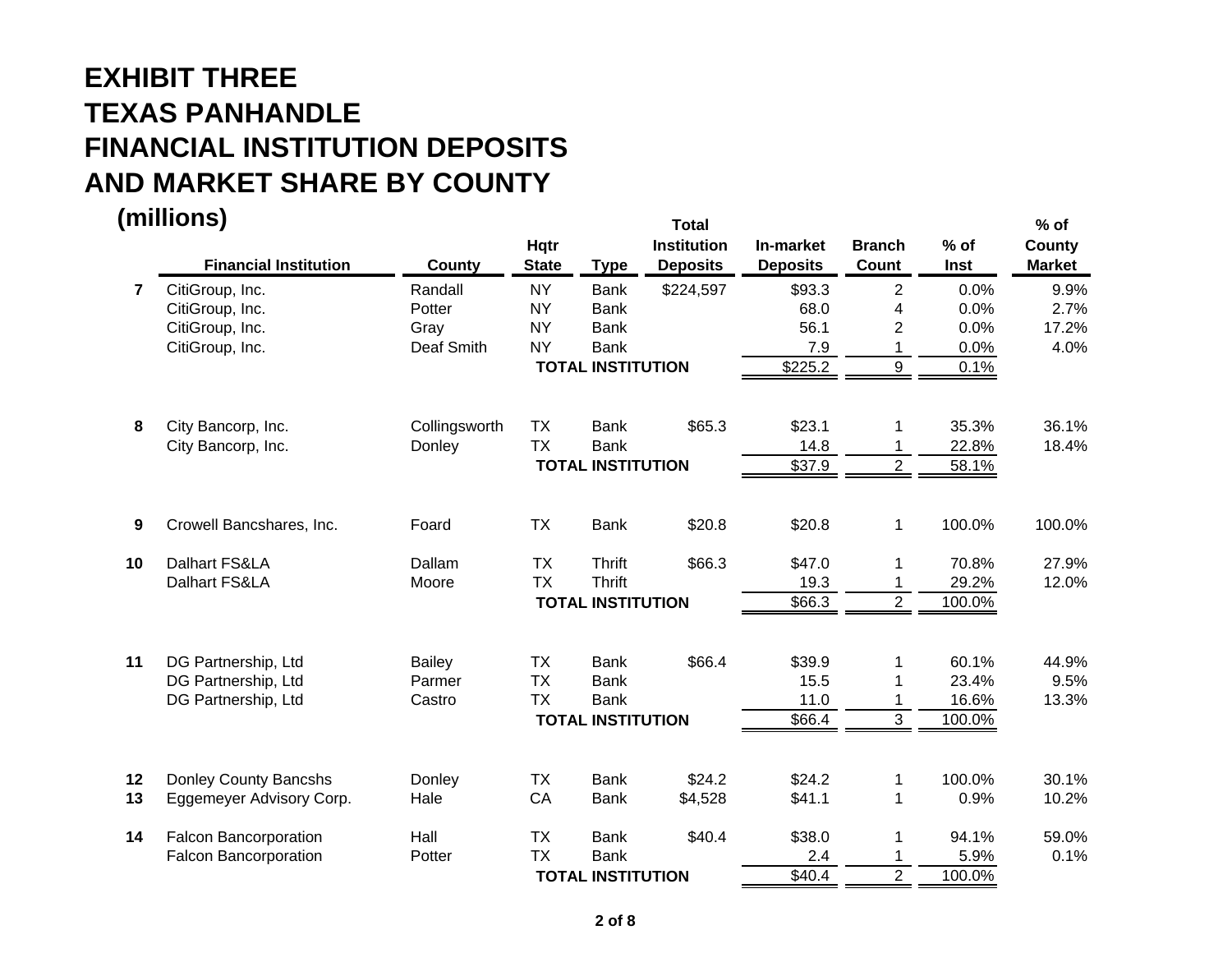# EXHIBIT THREE
# TEXAS PANHANDLE
# FINANCIAL INSTITUTION DEPOSITS
# AND MARKET SHARE BY COUNTY

**(millions)**

| | Financial Institution | County | Hqtr State | Type | Total Institution Deposits | In-market Deposits | Branch Count | % of Inst | % of County Market |
|---|---|---|---|---|---|---|---|---|---|
| 7 | CitiGroup, Inc. | Randall | NY | Bank | $224,597 | $93.3 | 2 | 0.0% | 9.9% |
| | CitiGroup, Inc. | Potter | NY | Bank | | 68.0 | 4 | 0.0% | 2.7% |
| | CitiGroup, Inc. | Gray | NY | Bank | | 56.1 | 2 | 0.0% | 17.2% |
| | CitiGroup, Inc. | Deaf Smith | NY | Bank | | 7.9 | 1 | 0.0% | 4.0% |
| | | | **TOTAL INSTITUTION** | | | $225.2 | 9 | 0.1% | |
| 8 | City Bancorp, Inc. | Collingsworth | TX | Bank | $65.3 | $23.1 | 1 | 35.3% | 36.1% |
| | City Bancorp, Inc. | Donley | TX | Bank | | 14.8 | 1 | 22.8% | 18.4% |
| | | | **TOTAL INSTITUTION** | | | $37.9 | 2 | 58.1% | |
| 9 | Crowell Bancshares, Inc. | Foard | TX | Bank | $20.8 | $20.8 | 1 | 100.0% | 100.0% |
| 10 | Dalhart FS&LA | Dallam | TX | Thrift | $66.3 | $47.0 | 1 | 70.8% | 27.9% |
| | Dalhart FS&LA | Moore | TX | Thrift | | 19.3 | 1 | 29.2% | 12.0% |
| | | | **TOTAL INSTITUTION** | | | $66.3 | 2 | 100.0% | |
| 11 | DG Partnership, Ltd | Bailey | TX | Bank | $66.4 | $39.9 | 1 | 60.1% | 44.9% |
| | DG Partnership, Ltd | Parmer | TX | Bank | | 15.5 | 1 | 23.4% | 9.5% |
| | DG Partnership, Ltd | Castro | TX | Bank | | 11.0 | 1 | 16.6% | 13.3% |
| | | | **TOTAL INSTITUTION** | | | $66.4 | 3 | 100.0% | |
| 12 | Donley County Bancshs | Donley | TX | Bank | $24.2 | $24.2 | 1 | 100.0% | 30.1% |
| 13 | Eggemeyer Advisory Corp. | Hale | CA | Bank | $4,528 | $41.1 | 1 | 0.9% | 10.2% |
| 14 | Falcon Bancorporation | Hall | TX | Bank | $40.4 | $38.0 | 1 | 94.1% | 59.0% |
| | Falcon Bancorporation | Potter | TX | Bank | | 2.4 | 1 | 5.9% | 0.1% |
| | | | **TOTAL INSTITUTION** | | | $40.4 | 2 | 100.0% | |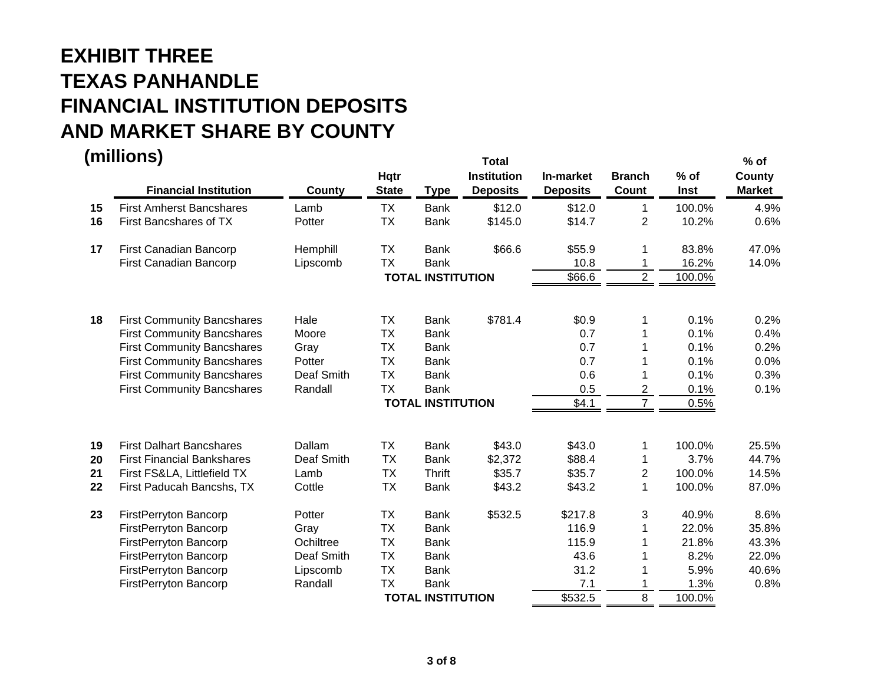# EXHIBIT THREE
# TEXAS PANHANDLE
# FINANCIAL INSTITUTION DEPOSITS
# AND MARKET SHARE BY COUNTY
## (millions)

| | Financial Institution | County | Hqtr State | Type | Total Institution Deposits | In-market Deposits | Branch Count | % of Inst | % of County Market |
|---|---|---|---|---|---|---|---|---|---|
| 15 | First Amherst Bancshares | Lamb | TX | Bank | $12.0 | $12.0 | 1 | 100.0% | 4.9% |
| 16 | First Bancshares of TX | Potter | TX | Bank | $145.0 | $14.7 | 2 | 10.2% | 0.6% |
| 17 | First Canadian Bancorp | Hemphill | TX | Bank | $66.6 | $55.9 | 1 | 83.8% | 47.0% |
| | First Canadian Bancorp | Lipscomb | TX | Bank | | 10.8 | 1 | 16.2% | 14.0% |
| | | | TOTAL INSTITUTION | | | $66.6 | 2 | 100.0% | |
| 18 | First Community Bancshares | Hale | TX | Bank | $781.4 | $0.9 | 1 | 0.1% | 0.2% |
| | First Community Bancshares | Moore | TX | Bank | | 0.7 | 1 | 0.1% | 0.4% |
| | First Community Bancshares | Gray | TX | Bank | | 0.7 | 1 | 0.1% | 0.2% |
| | First Community Bancshares | Potter | TX | Bank | | 0.7 | 1 | 0.1% | 0.0% |
| | First Community Bancshares | Deaf Smith | TX | Bank | | 0.6 | 1 | 0.1% | 0.3% |
| | First Community Bancshares | Randall | TX | Bank | | 0.5 | 2 | 0.1% | 0.1% |
| | | | TOTAL INSTITUTION | | | $4.1 | 7 | 0.5% | |
| 19 | First Dalhart Bancshares | Dallam | TX | Bank | $43.0 | $43.0 | 1 | 100.0% | 25.5% |
| 20 | First Financial Bankshares | Deaf Smith | TX | Bank | $2,372 | $88.4 | 1 | 3.7% | 44.7% |
| 21 | First FS&LA, Littlefield TX | Lamb | TX | Thrift | $35.7 | $35.7 | 2 | 100.0% | 14.5% |
| 22 | First Paducah Bancshs, TX | Cottle | TX | Bank | $43.2 | $43.2 | 1 | 100.0% | 87.0% |
| 23 | FirstPerryton Bancorp | Potter | TX | Bank | $532.5 | $217.8 | 3 | 40.9% | 8.6% |
| | FirstPerryton Bancorp | Gray | TX | Bank | | 116.9 | 1 | 22.0% | 35.8% |
| | FirstPerryton Bancorp | Ochiltree | TX | Bank | | 115.9 | 1 | 21.8% | 43.3% |
| | FirstPerryton Bancorp | Deaf Smith | TX | Bank | | 43.6 | 1 | 8.2% | 22.0% |
| | FirstPerryton Bancorp | Lipscomb | TX | Bank | | 31.2 | 1 | 5.9% | 40.6% |
| | FirstPerryton Bancorp | Randall | TX | Bank | | 7.1 | 1 | 1.3% | 0.8% |
| | | | TOTAL INSTITUTION | | | $532.5 | 8 | 100.0% | |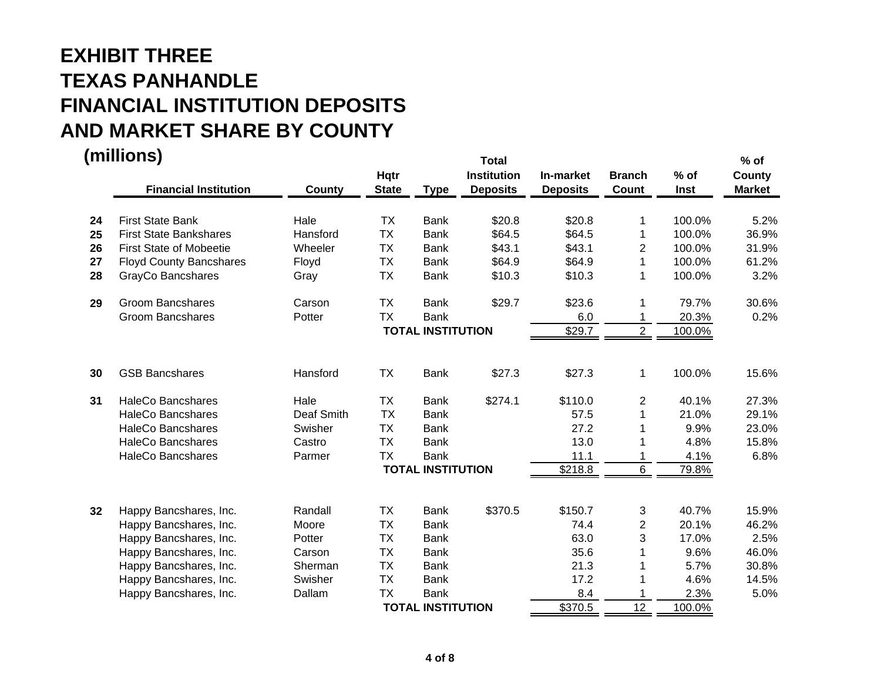# EXHIBIT THREE
# TEXAS PANHANDLE
# FINANCIAL INSTITUTION DEPOSITS
# AND MARKET SHARE BY COUNTY

**(millions)**

| | Financial Institution | County | Hqtr State | Type | Total Institution Deposits | In-market Deposits | Branch Count | % of Inst | % of County Market |
|---|---|---|---|---|---|---|---|---|---|
| **24** | First State Bank | Hale | TX | Bank | $20.8 | $20.8 | 1 | 100.0% | 5.2% |
| **25** | First State Bankshares | Hansford | TX | Bank | $64.5 | $64.5 | 1 | 100.0% | 36.9% |
| **26** | First State of Mobeetie | Wheeler | TX | Bank | $43.1 | $43.1 | 2 | 100.0% | 31.9% |
| **27** | Floyd County Bancshares | Floyd | TX | Bank | $64.9 | $64.9 | 1 | 100.0% | 61.2% |
| **28** | GrayCo Bancshares | Gray | TX | Bank | $10.3 | $10.3 | 1 | 100.0% | 3.2% |
| **29** | Groom Bancshares | Carson | TX | Bank | $29.7 | $23.6 | 1 | 79.7% | 30.6% |
| | Groom Bancshares | Potter | TX | Bank | | 6.0 | 1 | 20.3% | 0.2% |
| | | | **TOTAL INSTITUTION** | | | $29.7 | 2 | 100.0% | |
| **30** | GSB Bancshares | Hansford | TX | Bank | $27.3 | $27.3 | 1 | 100.0% | 15.6% |
| **31** | HaleCo Bancshares | Hale | TX | Bank | $274.1 | $110.0 | 2 | 40.1% | 27.3% |
| | HaleCo Bancshares | Deaf Smith | TX | Bank | | 57.5 | 1 | 21.0% | 29.1% |
| | HaleCo Bancshares | Swisher | TX | Bank | | 27.2 | 1 | 9.9% | 23.0% |
| | HaleCo Bancshares | Castro | TX | Bank | | 13.0 | 1 | 4.8% | 15.8% |
| | HaleCo Bancshares | Parmer | TX | Bank | | 11.1 | 1 | 4.1% | 6.8% |
| | | | **TOTAL INSTITUTION** | | | $218.8 | 6 | 79.8% | |
| **32** | Happy Bancshares, Inc. | Randall | TX | Bank | $370.5 | $150.7 | 3 | 40.7% | 15.9% |
| | Happy Bancshares, Inc. | Moore | TX | Bank | | 74.4 | 2 | 20.1% | 46.2% |
| | Happy Bancshares, Inc. | Potter | TX | Bank | | 63.0 | 3 | 17.0% | 2.5% |
| | Happy Bancshares, Inc. | Carson | TX | Bank | | 35.6 | 1 | 9.6% | 46.0% |
| | Happy Bancshares, Inc. | Sherman | TX | Bank | | 21.3 | 1 | 5.7% | 30.8% |
| | Happy Bancshares, Inc. | Swisher | TX | Bank | | 17.2 | 1 | 4.6% | 14.5% |
| | Happy Bancshares, Inc. | Dallam | TX | Bank | | 8.4 | 1 | 2.3% | 5.0% |
| | | | **TOTAL INSTITUTION** | | | $370.5 | 12 | 100.0% | |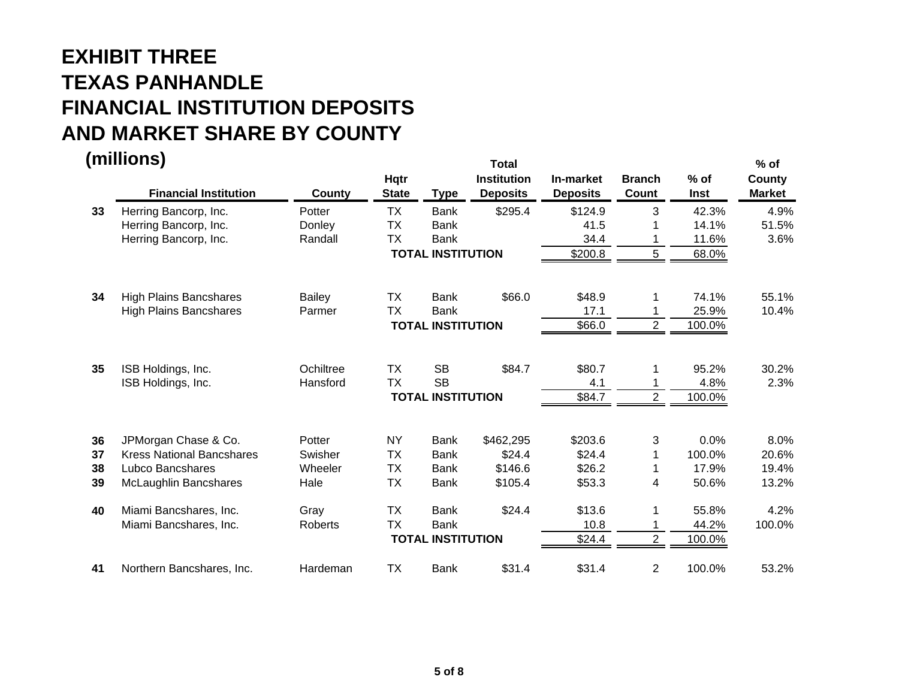# EXHIBIT THREE
# TEXAS PANHANDLE
# FINANCIAL INSTITUTION DEPOSITS
# AND MARKET SHARE BY COUNTY

**(millions)**

| | Financial Institution | County | Hqtr State | Type | Total Institution Deposits | In-market Deposits | Branch Count | % of Inst | % of County Market |
|---|---|---|---|---|---|---|---|---|---|
| **33** | Herring Bancorp, Inc. | Potter | TX | Bank | $295.4 | $124.9 | 3 | 42.3% | 4.9% |
| | Herring Bancorp, Inc. | Donley | TX | Bank | | 41.5 | 1 | 14.1% | 51.5% |
| | Herring Bancorp, Inc. | Randall | TX | Bank | | 34.4 | 1 | 11.6% | 3.6% |
| | | | **TOTAL INSTITUTION** | | | $200.8 | 5 | 68.0% | |
| **34** | High Plains Bancshares | Bailey | TX | Bank | $66.0 | $48.9 | 1 | 74.1% | 55.1% |
| | High Plains Bancshares | Parmer | TX | Bank | | 17.1 | 1 | 25.9% | 10.4% |
| | | | **TOTAL INSTITUTION** | | | $66.0 | 2 | 100.0% | |
| **35** | ISB Holdings, Inc. | Ochiltree | TX | SB | $84.7 | $80.7 | 1 | 95.2% | 30.2% |
| | ISB Holdings, Inc. | Hansford | TX | SB | | 4.1 | 1 | 4.8% | 2.3% |
| | | | **TOTAL INSTITUTION** | | | $84.7 | 2 | 100.0% | |
| **36** | JPMorgan Chase & Co. | Potter | NY | Bank | $462,295 | $203.6 | 3 | 0.0% | 8.0% |
| **37** | Kress National Bancshares | Swisher | TX | Bank | $24.4 | $24.4 | 1 | 100.0% | 20.6% |
| **38** | Lubco Bancshares | Wheeler | TX | Bank | $146.6 | $26.2 | 1 | 17.9% | 19.4% |
| **39** | McLaughlin Bancshares | Hale | TX | Bank | $105.4 | $53.3 | 4 | 50.6% | 13.2% |
| **40** | Miami Bancshares, Inc. | Gray | TX | Bank | $24.4 | $13.6 | 1 | 55.8% | 4.2% |
| | Miami Bancshares, Inc. | Roberts | TX | Bank | | 10.8 | 1 | 44.2% | 100.0% |
| | | | **TOTAL INSTITUTION** | | | $24.4 | 2 | 100.0% | |
| **41** | Northern Bancshares, Inc. | Hardeman | TX | Bank | $31.4 | $31.4 | 2 | 100.0% | 53.2% |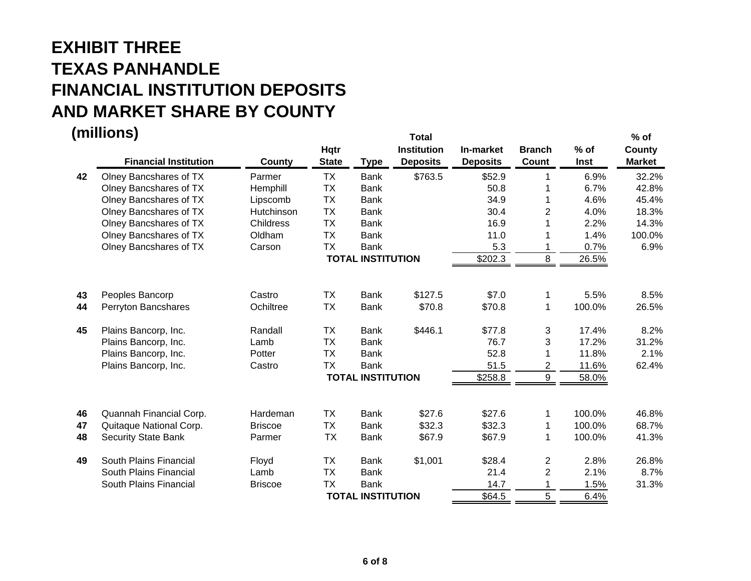# EXHIBIT THREE
# TEXAS PANHANDLE
# FINANCIAL INSTITUTION DEPOSITS
# AND MARKET SHARE BY COUNTY

**(millions)**

| | Financial Institution | County | Hqtr State | Type | Total Institution Deposits | In-market Deposits | Branch Count | % of Inst | % of County Market |
|---|---|---|---|---|---|---|---|---|---|
| **42** | Olney Bancshares of TX | Parmer | TX | Bank | $763.5 | $52.9 | 1 | 6.9% | 32.2% |
| | Olney Bancshares of TX | Hemphill | TX | Bank | | 50.8 | 1 | 6.7% | 42.8% |
| | Olney Bancshares of TX | Lipscomb | TX | Bank | | 34.9 | 1 | 4.6% | 45.4% |
| | Olney Bancshares of TX | Hutchinson | TX | Bank | | 30.4 | 2 | 4.0% | 18.3% |
| | Olney Bancshares of TX | Childress | TX | Bank | | 16.9 | 1 | 2.2% | 14.3% |
| | Olney Bancshares of TX | Oldham | TX | Bank | | 11.0 | 1 | 1.4% | 100.0% |
| | Olney Bancshares of TX | Carson | TX | Bank | | 5.3 | 1 | 0.7% | 6.9% |
| | | | **TOTAL INSTITUTION** | | | $202.3 | 8 | 26.5% | |
| **43** | Peoples Bancorp | Castro | TX | Bank | $127.5 | $7.0 | 1 | 5.5% | 8.5% |
| **44** | Perryton Bancshares | Ochiltree | TX | Bank | $70.8 | $70.8 | 1 | 100.0% | 26.5% |
| **45** | Plains Bancorp, Inc. | Randall | TX | Bank | $446.1 | $77.8 | 3 | 17.4% | 8.2% |
| | Plains Bancorp, Inc. | Lamb | TX | Bank | | 76.7 | 3 | 17.2% | 31.2% |
| | Plains Bancorp, Inc. | Potter | TX | Bank | | 52.8 | 1 | 11.8% | 2.1% |
| | Plains Bancorp, Inc. | Castro | TX | Bank | | 51.5 | 2 | 11.6% | 62.4% |
| | | | **TOTAL INSTITUTION** | | | $258.8 | 9 | 58.0% | |
| **46** | Quannah Financial Corp. | Hardeman | TX | Bank | $27.6 | $27.6 | 1 | 100.0% | 46.8% |
| **47** | Quitaque National Corp. | Briscoe | TX | Bank | $32.3 | $32.3 | 1 | 100.0% | 68.7% |
| **48** | Security State Bank | Parmer | TX | Bank | $67.9 | $67.9 | 1 | 100.0% | 41.3% |
| **49** | South Plains Financial | Floyd | TX | Bank | $1,001 | $28.4 | 2 | 2.8% | 26.8% |
| | South Plains Financial | Lamb | TX | Bank | | 21.4 | 2 | 2.1% | 8.7% |
| | South Plains Financial | Briscoe | TX | Bank | | 14.7 | 1 | 1.5% | 31.3% |
| | | | **TOTAL INSTITUTION** | | | $64.5 | 5 | 6.4% | |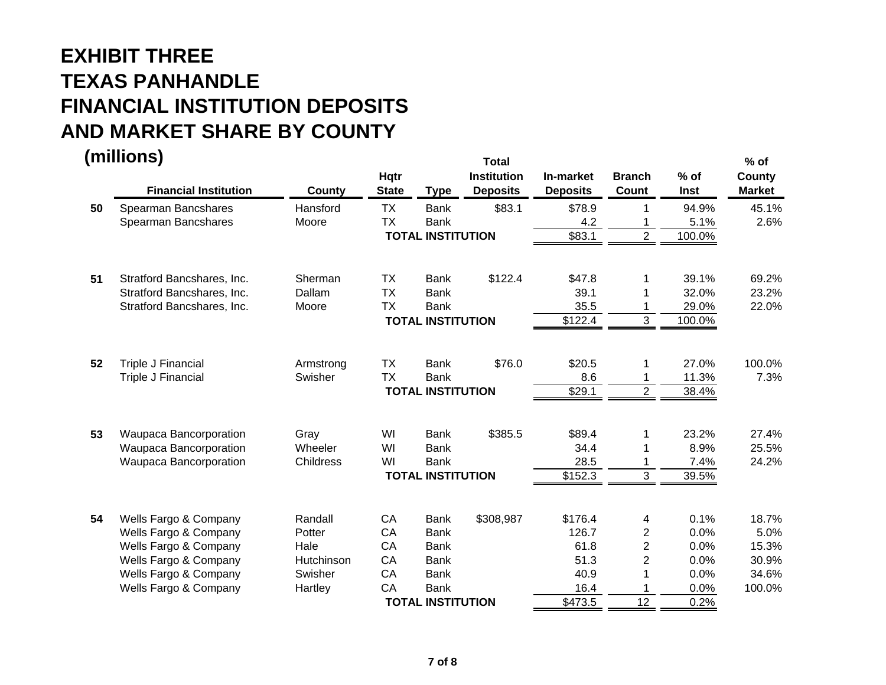# EXHIBIT THREE
# TEXAS PANHANDLE
# FINANCIAL INSTITUTION DEPOSITS
# AND MARKET SHARE BY COUNTY

**(millions)**

| | Financial Institution | County | Hqtr State | Type | Total Institution Deposits | In-market Deposits | Branch Count | % of Inst | % of County Market |
|---|---|---|---|---|---|---|---|---|---|
| 50 | Spearman Bancshares | Hansford | TX | Bank | $83.1 | $78.9 | 1 | 94.9% | 45.1% |
| | Spearman Bancshares | Moore | TX | Bank | | 4.2 | 1 | 5.1% | 2.6% |
| | | | **TOTAL INSTITUTION** | | | $83.1 | 2 | 100.0% | |
| 51 | Stratford Bancshares, Inc. | Sherman | TX | Bank | $122.4 | $47.8 | 1 | 39.1% | 69.2% |
| | Stratford Bancshares, Inc. | Dallam | TX | Bank | | 39.1 | 1 | 32.0% | 23.2% |
| | Stratford Bancshares, Inc. | Moore | TX | Bank | | 35.5 | 1 | 29.0% | 22.0% |
| | | | **TOTAL INSTITUTION** | | | $122.4 | 3 | 100.0% | |
| 52 | Triple J Financial | Armstrong | TX | Bank | $76.0 | $20.5 | 1 | 27.0% | 100.0% |
| | Triple J Financial | Swisher | TX | Bank | | 8.6 | 1 | 11.3% | 7.3% |
| | | | **TOTAL INSTITUTION** | | | $29.1 | 2 | 38.4% | |
| 53 | Waupaca Bancorporation | Gray | WI | Bank | $385.5 | $89.4 | 1 | 23.2% | 27.4% |
| | Waupaca Bancorporation | Wheeler | WI | Bank | | 34.4 | 1 | 8.9% | 25.5% |
| | Waupaca Bancorporation | Childress | WI | Bank | | 28.5 | 1 | 7.4% | 24.2% |
| | | | **TOTAL INSTITUTION** | | | $152.3 | 3 | 39.5% | |
| 54 | Wells Fargo & Company | Randall | CA | Bank | $308,987 | $176.4 | 4 | 0.1% | 18.7% |
| | Wells Fargo & Company | Potter | CA | Bank | | 126.7 | 2 | 0.0% | 5.0% |
| | Wells Fargo & Company | Hale | CA | Bank | | 61.8 | 2 | 0.0% | 15.3% |
| | Wells Fargo & Company | Hutchinson | CA | Bank | | 51.3 | 2 | 0.0% | 30.9% |
| | Wells Fargo & Company | Swisher | CA | Bank | | 40.9 | 1 | 0.0% | 34.6% |
| | Wells Fargo & Company | Hartley | CA | Bank | | 16.4 | 1 | 0.0% | 100.0% |
| | | | **TOTAL INSTITUTION** | | | $473.5 | 12 | 0.2% | |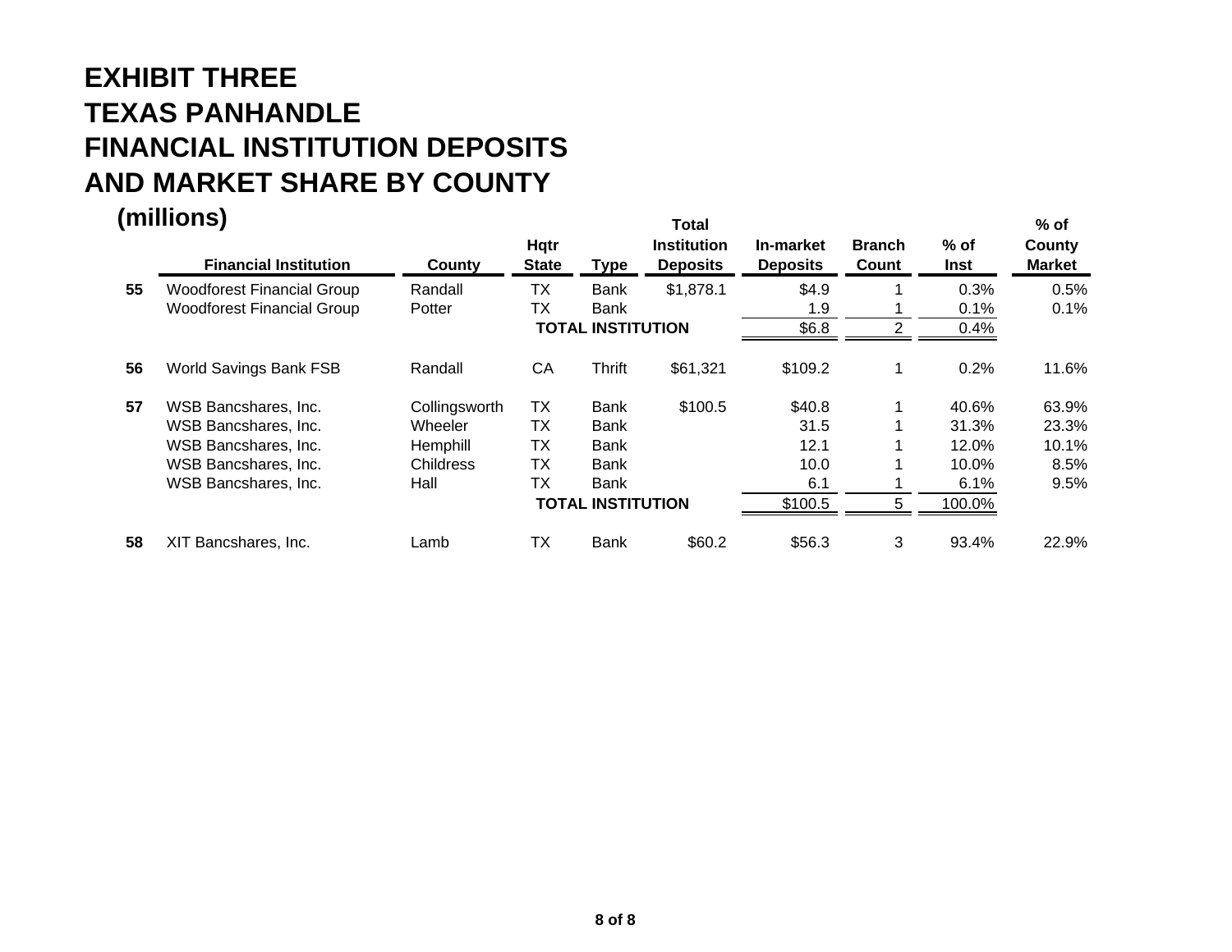# EXHIBIT THREE
# TEXAS PANHANDLE
# FINANCIAL INSTITUTION DEPOSITS
# AND MARKET SHARE BY COUNTY
## (millions)

| | Financial Institution | County | Hqtr State | Type | Total Institution Deposits | In-market Deposits | Branch Count | % of Inst | % of County Market |
|---|---|---|---|---|---|---|---|---|---|
| **55** | Woodforest Financial Group | Randall | TX | Bank | $1,878.1 | $4.9 | 1 | 0.3% | 0.5% |
| | Woodforest Financial Group | Potter | TX | Bank | | 1.9 | 1 | 0.1% | 0.1% |
| | | | **TOTAL INSTITUTION** | | | $6.8 | 2 | 0.4% | |
| **56** | World Savings Bank FSB | Randall | CA | Thrift | $61,321 | $109.2 | 1 | 0.2% | 11.6% |
| **57** | WSB Bancshares, Inc. | Collingsworth | TX | Bank | $100.5 | $40.8 | 1 | 40.6% | 63.9% |
| | WSB Bancshares, Inc. | Wheeler | TX | Bank | | 31.5 | 1 | 31.3% | 23.3% |
| | WSB Bancshares, Inc. | Hemphill | TX | Bank | | 12.1 | 1 | 12.0% | 10.1% |
| | WSB Bancshares, Inc. | Childress | TX | Bank | | 10.0 | 1 | 10.0% | 8.5% |
| | WSB Bancshares, Inc. | Hall | TX | Bank | | 6.1 | 1 | 6.1% | 9.5% |
| | | | **TOTAL INSTITUTION** | | | $100.5 | 5 | 100.0% | |
| **58** | XIT Bancshares, Inc. | Lamb | TX | Bank | $60.2 | $56.3 | 3 | 93.4% | 22.9% |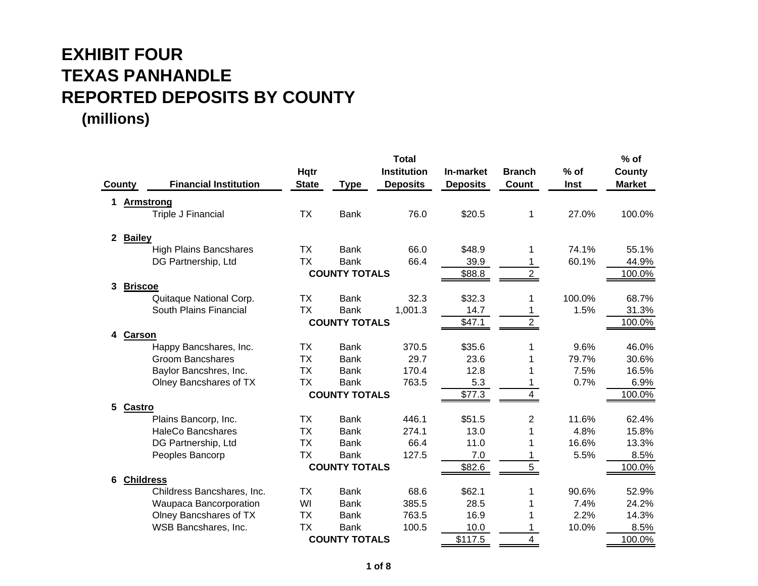# EXHIBIT FOUR
# TEXAS PANHANDLE
# REPORTED DEPOSITS BY COUNTY
## (millions)

| County | Financial Institution | Hqtr State | Type | Total Institution Deposits | In-market Deposits | Branch Count | % of Inst | % of County Market |
|---|---|---|---|---|---|---|---|---|
| 1 **Armstrong** | | | | | | | | |
| | Triple J Financial | TX | Bank | 76.0 | $20.5 | 1 | 27.0% | 100.0% |
| 2 **Bailey** | | | | | | | | |
| | High Plains Bancshares | TX | Bank | 66.0 | $48.9 | 1 | 74.1% | 55.1% |
| | DG Partnership, Ltd | TX | Bank | 66.4 | 39.9 | 1 | 60.1% | 44.9% |
| | | **COUNTY TOTALS** | | | $88.8 | 2 | | 100.0% |
| 3 **Briscoe** | | | | | | | | |
| | Quitaque National Corp. | TX | Bank | 32.3 | $32.3 | 1 | 100.0% | 68.7% |
| | South Plains Financial | TX | Bank | 1,001.3 | 14.7 | 1 | 1.5% | 31.3% |
| | | **COUNTY TOTALS** | | | $47.1 | 2 | | 100.0% |
| 4 **Carson** | | | | | | | | |
| | Happy Bancshares, Inc. | TX | Bank | 370.5 | $35.6 | 1 | 9.6% | 46.0% |
| | Groom Bancshares | TX | Bank | 29.7 | 23.6 | 1 | 79.7% | 30.6% |
| | Baylor Bancshres, Inc. | TX | Bank | 170.4 | 12.8 | 1 | 7.5% | 16.5% |
| | Olney Bancshares of TX | TX | Bank | 763.5 | 5.3 | 1 | 0.7% | 6.9% |
| | | **COUNTY TOTALS** | | | $77.3 | 4 | | 100.0% |
| 5 **Castro** | | | | | | | | |
| | Plains Bancorp, Inc. | TX | Bank | 446.1 | $51.5 | 2 | 11.6% | 62.4% |
| | HaleCo Bancshares | TX | Bank | 274.1 | 13.0 | 1 | 4.8% | 15.8% |
| | DG Partnership, Ltd | TX | Bank | 66.4 | 11.0 | 1 | 16.6% | 13.3% |
| | Peoples Bancorp | TX | Bank | 127.5 | 7.0 | 1 | 5.5% | 8.5% |
| | | **COUNTY TOTALS** | | | $82.6 | 5 | | 100.0% |
| 6 **Childress** | | | | | | | | |
| | Childress Bancshares, Inc. | TX | Bank | 68.6 | $62.1 | 1 | 90.6% | 52.9% |
| | Waupaca Bancorporation | WI | Bank | 385.5 | 28.5 | 1 | 7.4% | 24.2% |
| | Olney Bancshares of TX | TX | Bank | 763.5 | 16.9 | 1 | 2.2% | 14.3% |
| | WSB Bancshares, Inc. | TX | Bank | 100.5 | 10.0 | 1 | 10.0% | 8.5% |
| | | **COUNTY TOTALS** | | | $117.5 | 4 | | 100.0% |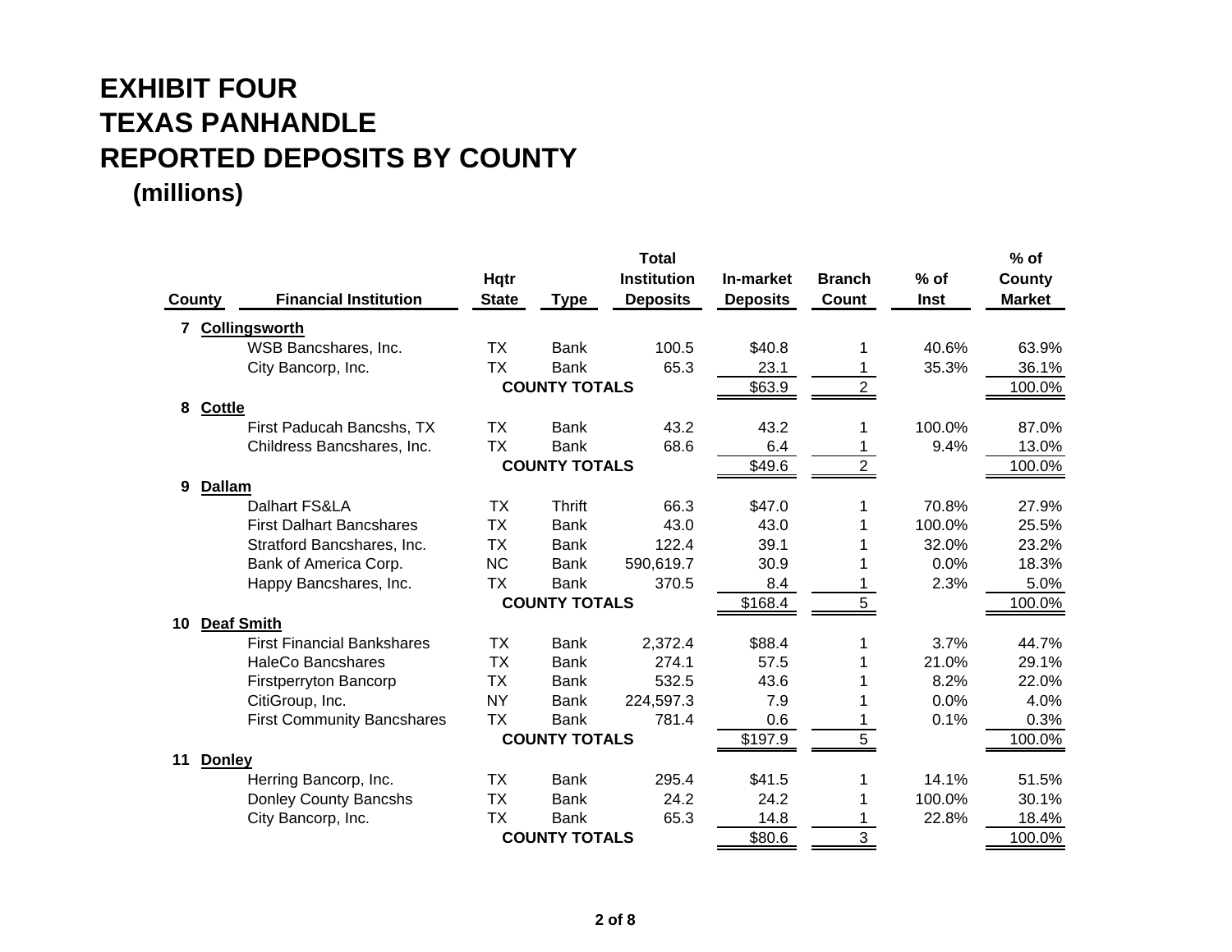# EXHIBIT FOUR
# TEXAS PANHANDLE
# REPORTED DEPOSITS BY COUNTY
## (millions)

| County | Financial Institution | Hqtr State | Type | Total Institution Deposits | In-market Deposits | Branch Count | % of Inst | % of County Market |
|---|---|---|---|---|---|---|---|---|
| **7 Collingsworth** | | | | | | | | |
| | WSB Bancshares, Inc. | TX | Bank | 100.5 | $40.8 | 1 | 40.6% | 63.9% |
| | City Bancorp, Inc. | TX | Bank | 65.3 | 23.1 | 1 | 35.3% | 36.1% |
| | | | **COUNTY TOTALS** | | $63.9 | 2 | | 100.0% |
| **8 Cottle** | | | | | | | | |
| | First Paducah Bancshs, TX | TX | Bank | 43.2 | 43.2 | 1 | 100.0% | 87.0% |
| | Childress Bancshares, Inc. | TX | Bank | 68.6 | 6.4 | 1 | 9.4% | 13.0% |
| | | | **COUNTY TOTALS** | | $49.6 | 2 | | 100.0% |
| **9 Dallam** | | | | | | | | |
| | Dalhart FS&LA | TX | Thrift | 66.3 | $47.0 | 1 | 70.8% | 27.9% |
| | First Dalhart Bancshares | TX | Bank | 43.0 | 43.0 | 1 | 100.0% | 25.5% |
| | Stratford Bancshares, Inc. | TX | Bank | 122.4 | 39.1 | 1 | 32.0% | 23.2% |
| | Bank of America Corp. | NC | Bank | 590,619.7 | 30.9 | 1 | 0.0% | 18.3% |
| | Happy Bancshares, Inc. | TX | Bank | 370.5 | 8.4 | 1 | 2.3% | 5.0% |
| | | | **COUNTY TOTALS** | | $168.4 | 5 | | 100.0% |
| **10 Deaf Smith** | | | | | | | | |
| | First Financial Bankshares | TX | Bank | 2,372.4 | $88.4 | 1 | 3.7% | 44.7% |
| | HaleCo Bancshares | TX | Bank | 274.1 | 57.5 | 1 | 21.0% | 29.1% |
| | Firstperryton Bancorp | TX | Bank | 532.5 | 43.6 | 1 | 8.2% | 22.0% |
| | CitiGroup, Inc. | NY | Bank | 224,597.3 | 7.9 | 1 | 0.0% | 4.0% |
| | First Community Bancshares | TX | Bank | 781.4 | 0.6 | 1 | 0.1% | 0.3% |
| | | | **COUNTY TOTALS** | | $197.9 | 5 | | 100.0% |
| **11 Donley** | | | | | | | | |
| | Herring Bancorp, Inc. | TX | Bank | 295.4 | $41.5 | 1 | 14.1% | 51.5% |
| | Donley County Bancshs | TX | Bank | 24.2 | 24.2 | 1 | 100.0% | 30.1% |
| | City Bancorp, Inc. | TX | Bank | 65.3 | 14.8 | 1 | 22.8% | 18.4% |
| | | | **COUNTY TOTALS** | | $80.6 | 3 | | 100.0% |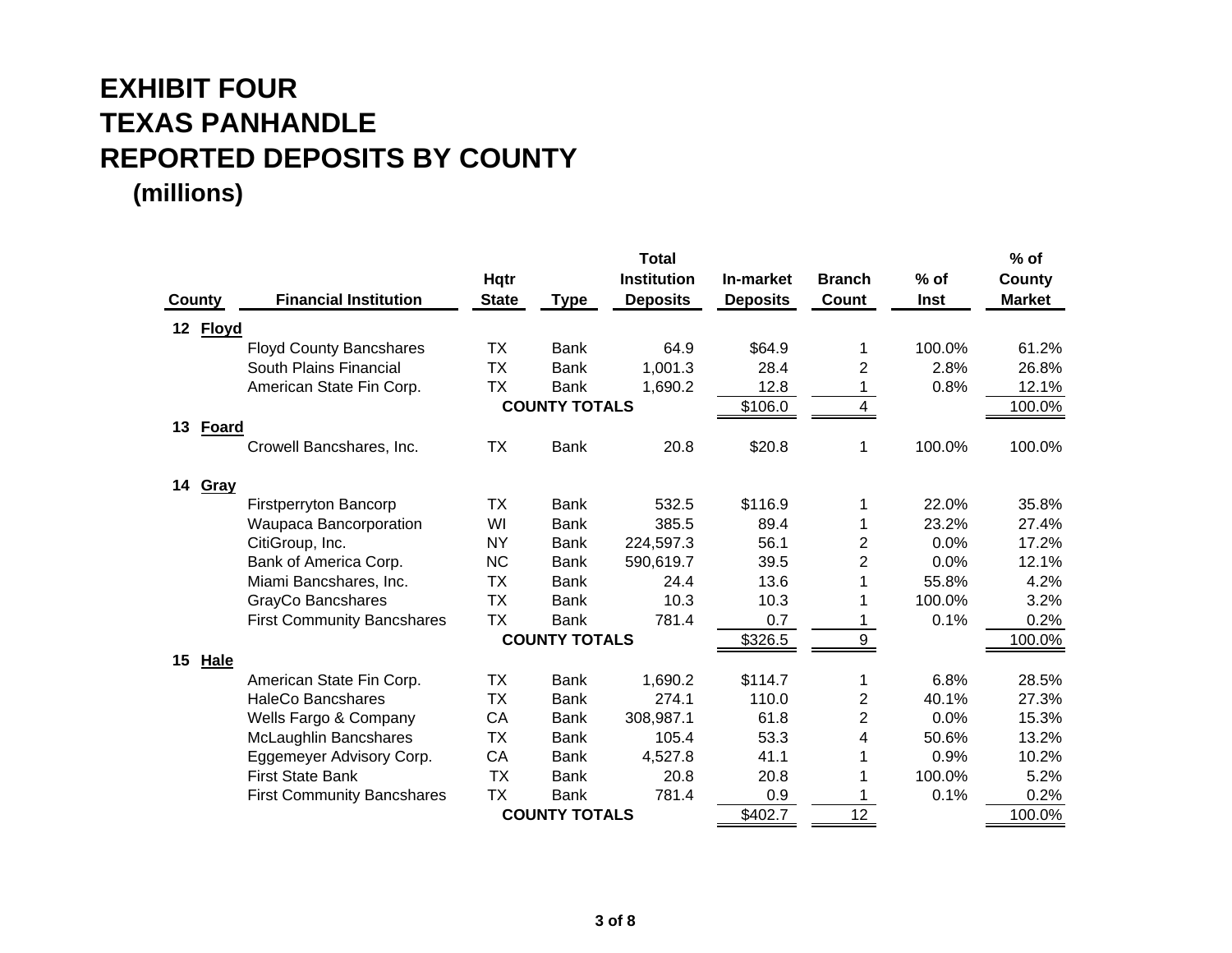# EXHIBIT FOUR
# TEXAS PANHANDLE
# REPORTED DEPOSITS BY COUNTY
## (millions)

| County | Financial Institution | Hqtr State | Type | Total Institution Deposits | In-market Deposits | Branch Count | % of Inst | % of County Market |
|---|---|---|---|---|---|---|---|---|
| **12 Floyd** | | | | | | | | |
| | Floyd County Bancshares | TX | Bank | 64.9 | $64.9 | 1 | 100.0% | 61.2% |
| | South Plains Financial | TX | Bank | 1,001.3 | 28.4 | 2 | 2.8% | 26.8% |
| | American State Fin Corp. | TX | Bank | 1,690.2 | 12.8 | 1 | 0.8% | 12.1% |
| | | **COUNTY TOTALS** | | | $106.0 | 4 | | 100.0% |
| **13 Foard** | | | | | | | | |
| | Crowell Bancshares, Inc. | TX | Bank | 20.8 | $20.8 | 1 | 100.0% | 100.0% |
| **14 Gray** | | | | | | | | |
| | Firstperryton Bancorp | TX | Bank | 532.5 | $116.9 | 1 | 22.0% | 35.8% |
| | Waupaca Bancorporation | WI | Bank | 385.5 | 89.4 | 1 | 23.2% | 27.4% |
| | CitiGroup, Inc. | NY | Bank | 224,597.3 | 56.1 | 2 | 0.0% | 17.2% |
| | Bank of America Corp. | NC | Bank | 590,619.7 | 39.5 | 2 | 0.0% | 12.1% |
| | Miami Bancshares, Inc. | TX | Bank | 24.4 | 13.6 | 1 | 55.8% | 4.2% |
| | GrayCo Bancshares | TX | Bank | 10.3 | 10.3 | 1 | 100.0% | 3.2% |
| | First Community Bancshares | TX | Bank | 781.4 | 0.7 | 1 | 0.1% | 0.2% |
| | | **COUNTY TOTALS** | | | $326.5 | 9 | | 100.0% |
| **15 Hale** | | | | | | | | |
| | American State Fin Corp. | TX | Bank | 1,690.2 | $114.7 | 1 | 6.8% | 28.5% |
| | HaleCo Bancshares | TX | Bank | 274.1 | 110.0 | 2 | 40.1% | 27.3% |
| | Wells Fargo & Company | CA | Bank | 308,987.1 | 61.8 | 2 | 0.0% | 15.3% |
| | McLaughlin Bancshares | TX | Bank | 105.4 | 53.3 | 4 | 50.6% | 13.2% |
| | Eggemeyer Advisory Corp. | CA | Bank | 4,527.8 | 41.1 | 1 | 0.9% | 10.2% |
| | First State Bank | TX | Bank | 20.8 | 20.8 | 1 | 100.0% | 5.2% |
| | First Community Bancshares | TX | Bank | 781.4 | 0.9 | 1 | 0.1% | 0.2% |
| | | **COUNTY TOTALS** | | | $402.7 | 12 | | 100.0% |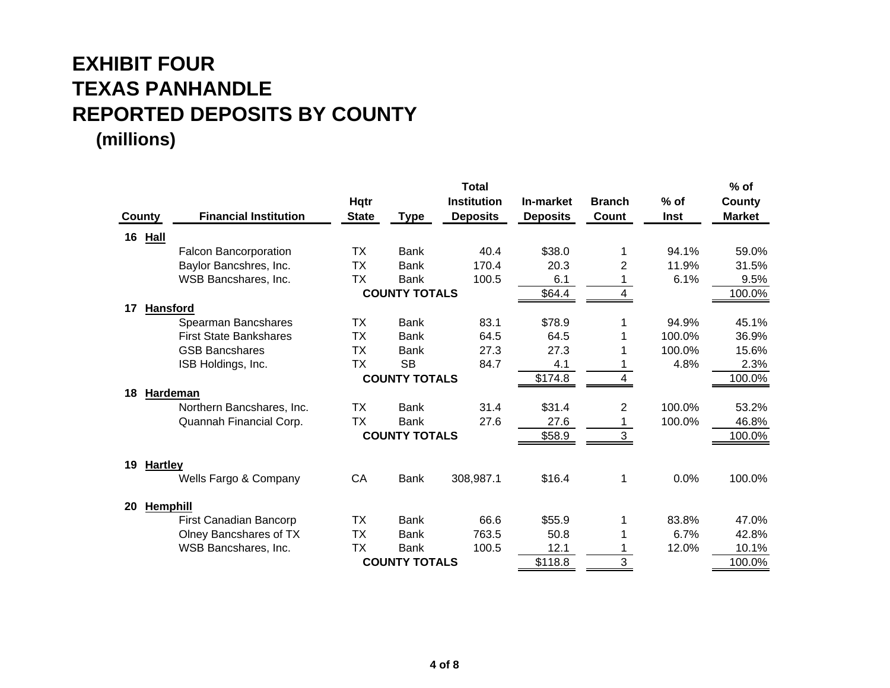# EXHIBIT FOUR
# TEXAS PANHANDLE
# REPORTED DEPOSITS BY COUNTY
### (millions)

| County | Financial Institution | Hqtr State | Type | Total Institution Deposits | In-market Deposits | Branch Count | % of Inst | % of County Market |
|---|---|---|---|---|---|---|---|---|
| **16 Hall** | | | | | | | | |
| | Falcon Bancorporation | TX | Bank | 40.4 | $38.0 | 1 | 94.1% | 59.0% |
| | Baylor Bancshres, Inc. | TX | Bank | 170.4 | 20.3 | 2 | 11.9% | 31.5% |
| | WSB Bancshares, Inc. | TX | Bank | 100.5 | 6.1 | 1 | 6.1% | 9.5% |
| | | | **COUNTY TOTALS** | | $64.4 | 4 | | 100.0% |
| **17 Hansford** | | | | | | | | |
| | Spearman Bancshares | TX | Bank | 83.1 | $78.9 | 1 | 94.9% | 45.1% |
| | First State Bankshares | TX | Bank | 64.5 | 64.5 | 1 | 100.0% | 36.9% |
| | GSB Bancshares | TX | Bank | 27.3 | 27.3 | 1 | 100.0% | 15.6% |
| | ISB Holdings, Inc. | TX | SB | 84.7 | 4.1 | 1 | 4.8% | 2.3% |
| | | | **COUNTY TOTALS** | | $174.8 | 4 | | 100.0% |
| **18 Hardeman** | | | | | | | | |
| | Northern Bancshares, Inc. | TX | Bank | 31.4 | $31.4 | 2 | 100.0% | 53.2% |
| | Quannah Financial Corp. | TX | Bank | 27.6 | 27.6 | 1 | 100.0% | 46.8% |
| | | | **COUNTY TOTALS** | | $58.9 | 3 | | 100.0% |
| **19 Hartley** | | | | | | | | |
| | Wells Fargo & Company | CA | Bank | 308,987.1 | $16.4 | 1 | 0.0% | 100.0% |
| **20 Hemphill** | | | | | | | | |
| | First Canadian Bancorp | TX | Bank | 66.6 | $55.9 | 1 | 83.8% | 47.0% |
| | Olney Bancshares of TX | TX | Bank | 763.5 | 50.8 | 1 | 6.7% | 42.8% |
| | WSB Bancshares, Inc. | TX | Bank | 100.5 | 12.1 | 1 | 12.0% | 10.1% |
| | | | **COUNTY TOTALS** | | $118.8 | 3 | | 100.0% |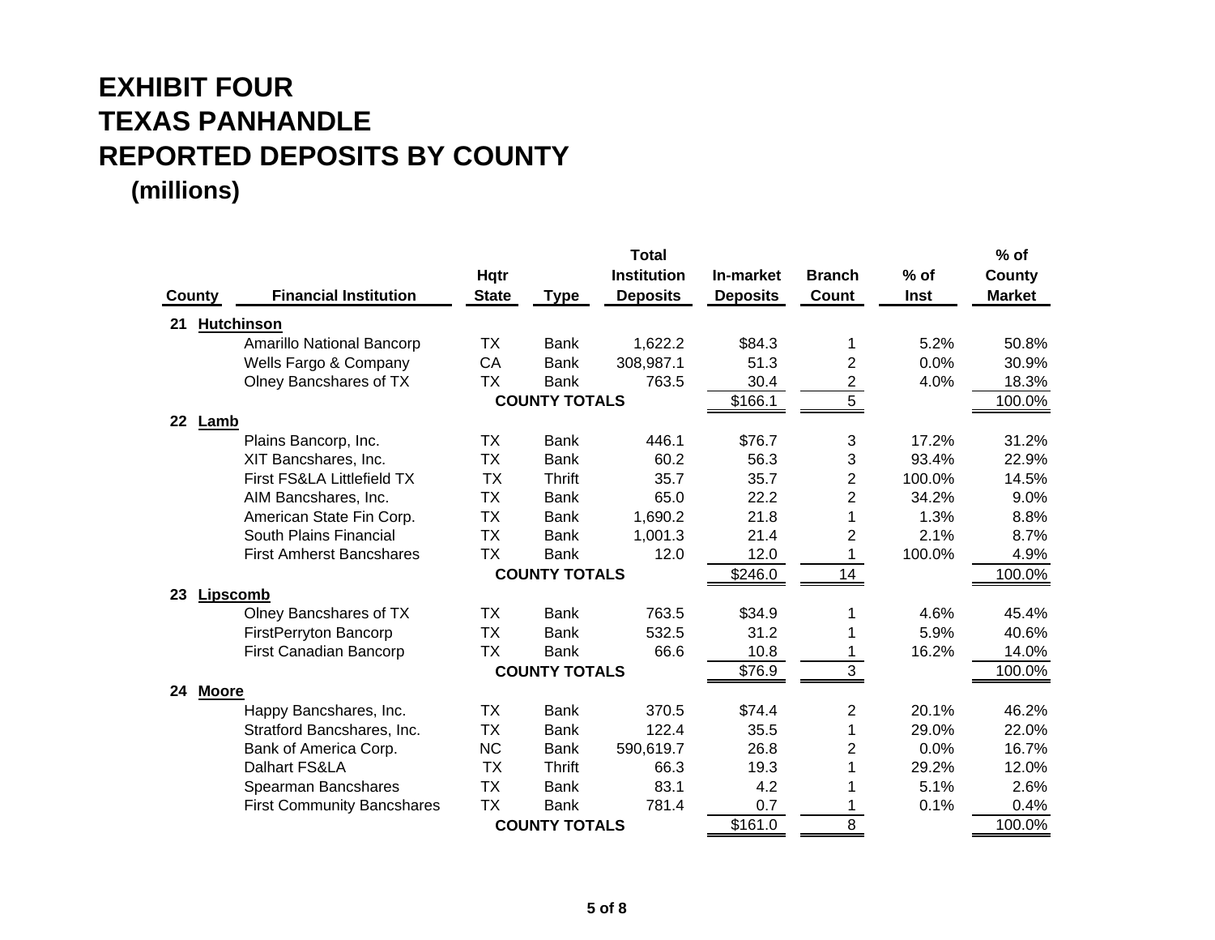# EXHIBIT FOUR
# TEXAS PANHANDLE
# REPORTED DEPOSITS BY COUNTY
## (millions)

| County | Financial Institution | Hqtr State | Type | Total Institution Deposits | In-market Deposits | Branch Count | % of Inst | % of County Market |
|---|---|---|---|---|---|---|---|---|
| **21 Hutchinson** | | | | | | | | |
| | Amarillo National Bancorp | TX | Bank | 1,622.2 | $84.3 | 1 | 5.2% | 50.8% |
| | Wells Fargo & Company | CA | Bank | 308,987.1 | 51.3 | 2 | 0.0% | 30.9% |
| | Olney Bancshares of TX | TX | Bank | 763.5 | 30.4 | 2 | 4.0% | 18.3% |
| | | | **COUNTY TOTALS** | | $166.1 | 5 | | 100.0% |
| **22 Lamb** | | | | | | | | |
| | Plains Bancorp, Inc. | TX | Bank | 446.1 | $76.7 | 3 | 17.2% | 31.2% |
| | XIT Bancshares, Inc. | TX | Bank | 60.2 | 56.3 | 3 | 93.4% | 22.9% |
| | First FS&LA Littlefield TX | TX | Thrift | 35.7 | 35.7 | 2 | 100.0% | 14.5% |
| | AIM Bancshares, Inc. | TX | Bank | 65.0 | 22.2 | 2 | 34.2% | 9.0% |
| | American State Fin Corp. | TX | Bank | 1,690.2 | 21.8 | 1 | 1.3% | 8.8% |
| | South Plains Financial | TX | Bank | 1,001.3 | 21.4 | 2 | 2.1% | 8.7% |
| | First Amherst Bancshares | TX | Bank | 12.0 | 12.0 | 1 | 100.0% | 4.9% |
| | | | **COUNTY TOTALS** | | $246.0 | 14 | | 100.0% |
| **23 Lipscomb** | | | | | | | | |
| | Olney Bancshares of TX | TX | Bank | 763.5 | $34.9 | 1 | 4.6% | 45.4% |
| | FirstPerryton Bancorp | TX | Bank | 532.5 | 31.2 | 1 | 5.9% | 40.6% |
| | First Canadian Bancorp | TX | Bank | 66.6 | 10.8 | 1 | 16.2% | 14.0% |
| | | | **COUNTY TOTALS** | | $76.9 | 3 | | 100.0% |
| **24 Moore** | | | | | | | | |
| | Happy Bancshares, Inc. | TX | Bank | 370.5 | $74.4 | 2 | 20.1% | 46.2% |
| | Stratford Bancshares, Inc. | TX | Bank | 122.4 | 35.5 | 1 | 29.0% | 22.0% |
| | Bank of America Corp. | NC | Bank | 590,619.7 | 26.8 | 2 | 0.0% | 16.7% |
| | Dalhart FS&LA | TX | Thrift | 66.3 | 19.3 | 1 | 29.2% | 12.0% |
| | Spearman Bancshares | TX | Bank | 83.1 | 4.2 | 1 | 5.1% | 2.6% |
| | First Community Bancshares | TX | Bank | 781.4 | 0.7 | 1 | 0.1% | 0.4% |
| | | | **COUNTY TOTALS** | | $161.0 | 8 | | 100.0% |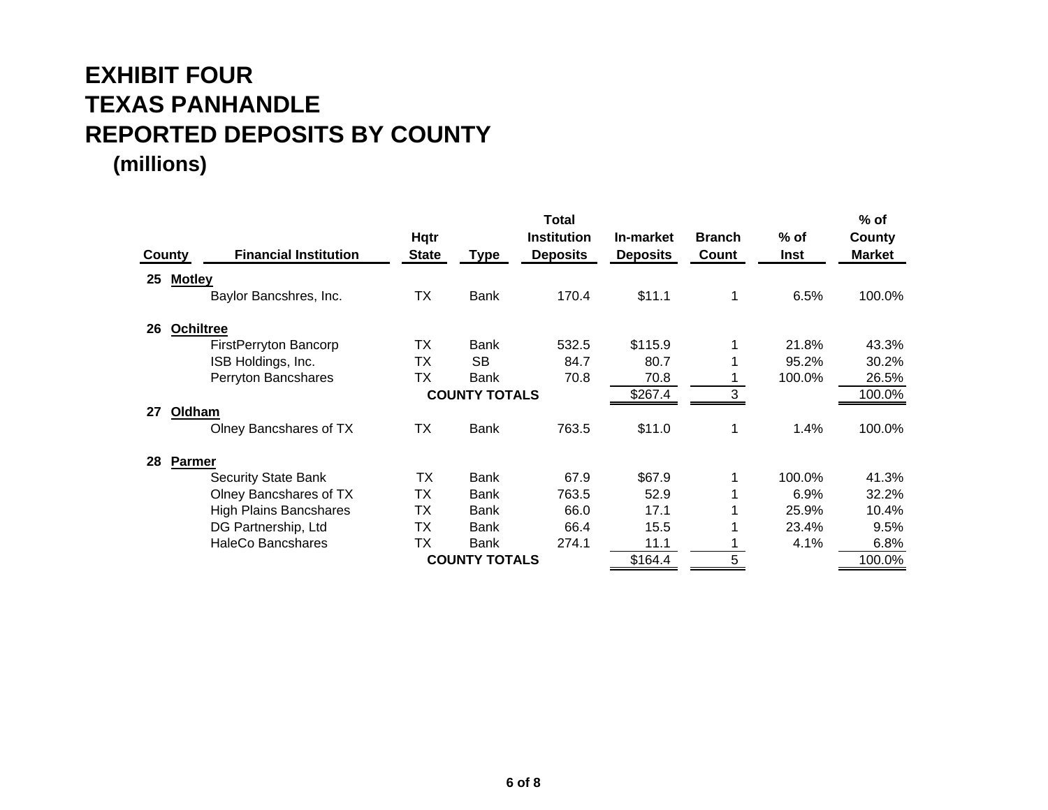# EXHIBIT FOUR
# TEXAS PANHANDLE
# REPORTED DEPOSITS BY COUNTY
## (millions)

| County | Financial Institution | Hqtr State | Type | Total Institution Deposits | In-market Deposits | Branch Count | % of Inst | % of County Market |
|---|---|---|---|---|---|---|---|---|
| **25 Motley** | | | | | | | | |
| | Baylor Bancshres, Inc. | TX | Bank | 170.4 | $11.1 | 1 | 6.5% | 100.0% |
| **26 Ochiltree** | | | | | | | | |
| | FirstPerryton Bancorp | TX | Bank | 532.5 | $115.9 | 1 | 21.8% | 43.3% |
| | ISB Holdings, Inc. | TX | SB | 84.7 | 80.7 | 1 | 95.2% | 30.2% |
| | Perryton Bancshares | TX | Bank | 70.8 | 70.8 | 1 | 100.0% | 26.5% |
| | | | **COUNTY TOTALS** | | $267.4 | 3 | | 100.0% |
| **27 Oldham** | | | | | | | | |
| | Olney Bancshares of TX | TX | Bank | 763.5 | $11.0 | 1 | 1.4% | 100.0% |
| **28 Parmer** | | | | | | | | |
| | Security State Bank | TX | Bank | 67.9 | $67.9 | 1 | 100.0% | 41.3% |
| | Olney Bancshares of TX | TX | Bank | 763.5 | 52.9 | 1 | 6.9% | 32.2% |
| | High Plains Bancshares | TX | Bank | 66.0 | 17.1 | 1 | 25.9% | 10.4% |
| | DG Partnership, Ltd | TX | Bank | 66.4 | 15.5 | 1 | 23.4% | 9.5% |
| | HaleCo Bancshares | TX | Bank | 274.1 | 11.1 | 1 | 4.1% | 6.8% |
| | | | **COUNTY TOTALS** | | $164.4 | 5 | | 100.0% |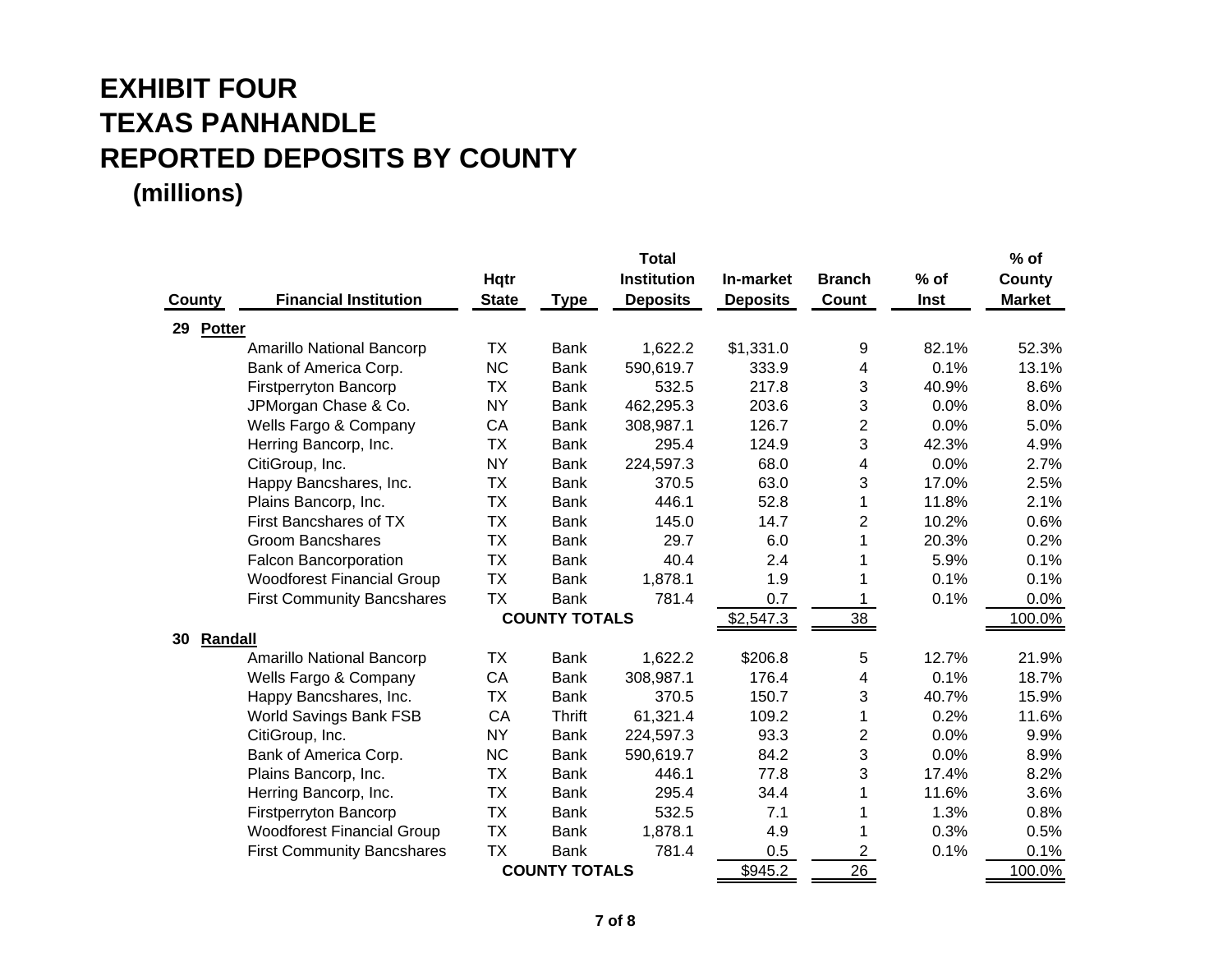# EXHIBIT FOUR
# TEXAS PANHANDLE
# REPORTED DEPOSITS BY COUNTY
## (millions)

| County | Financial Institution | Hqtr State | Type | Total Institution Deposits | In-market Deposits | Branch Count | % of Inst | % of County Market |
|---|---|---|---|---|---|---|---|---|
| **29 Potter** | | | | | | | | |
| | Amarillo National Bancorp | TX | Bank | 1,622.2 | $1,331.0 | 9 | 82.1% | 52.3% |
| | Bank of America Corp. | NC | Bank | 590,619.7 | 333.9 | 4 | 0.1% | 13.1% |
| | Firstperryton Bancorp | TX | Bank | 532.5 | 217.8 | 3 | 40.9% | 8.6% |
| | JPMorgan Chase & Co. | NY | Bank | 462,295.3 | 203.6 | 3 | 0.0% | 8.0% |
| | Wells Fargo & Company | CA | Bank | 308,987.1 | 126.7 | 2 | 0.0% | 5.0% |
| | Herring Bancorp, Inc. | TX | Bank | 295.4 | 124.9 | 3 | 42.3% | 4.9% |
| | CitiGroup, Inc. | NY | Bank | 224,597.3 | 68.0 | 4 | 0.0% | 2.7% |
| | Happy Bancshares, Inc. | TX | Bank | 370.5 | 63.0 | 3 | 17.0% | 2.5% |
| | Plains Bancorp, Inc. | TX | Bank | 446.1 | 52.8 | 1 | 11.8% | 2.1% |
| | First Bancshares of TX | TX | Bank | 145.0 | 14.7 | 2 | 10.2% | 0.6% |
| | Groom Bancshares | TX | Bank | 29.7 | 6.0 | 1 | 20.3% | 0.2% |
| | Falcon Bancorporation | TX | Bank | 40.4 | 2.4 | 1 | 5.9% | 0.1% |
| | Woodforest Financial Group | TX | Bank | 1,878.1 | 1.9 | 1 | 0.1% | 0.1% |
| | First Community Bancshares | TX | Bank | 781.4 | 0.7 | 1 | 0.1% | 0.0% |
| | | **COUNTY TOTALS** | | | $2,547.3 | 38 | | 100.0% |
| **30 Randall** | | | | | | | | |
| | Amarillo National Bancorp | TX | Bank | 1,622.2 | $206.8 | 5 | 12.7% | 21.9% |
| | Wells Fargo & Company | CA | Bank | 308,987.1 | 176.4 | 4 | 0.1% | 18.7% |
| | Happy Bancshares, Inc. | TX | Bank | 370.5 | 150.7 | 3 | 40.7% | 15.9% |
| | World Savings Bank FSB | CA | Thrift | 61,321.4 | 109.2 | 1 | 0.2% | 11.6% |
| | CitiGroup, Inc. | NY | Bank | 224,597.3 | 93.3 | 2 | 0.0% | 9.9% |
| | Bank of America Corp. | NC | Bank | 590,619.7 | 84.2 | 3 | 0.0% | 8.9% |
| | Plains Bancorp, Inc. | TX | Bank | 446.1 | 77.8 | 3 | 17.4% | 8.2% |
| | Herring Bancorp, Inc. | TX | Bank | 295.4 | 34.4 | 1 | 11.6% | 3.6% |
| | Firstperryton Bancorp | TX | Bank | 532.5 | 7.1 | 1 | 1.3% | 0.8% |
| | Woodforest Financial Group | TX | Bank | 1,878.1 | 4.9 | 1 | 0.3% | 0.5% |
| | First Community Bancshares | TX | Bank | 781.4 | 0.5 | 2 | 0.1% | 0.1% |
| | | **COUNTY TOTALS** | | | $945.2 | 26 | | 100.0% |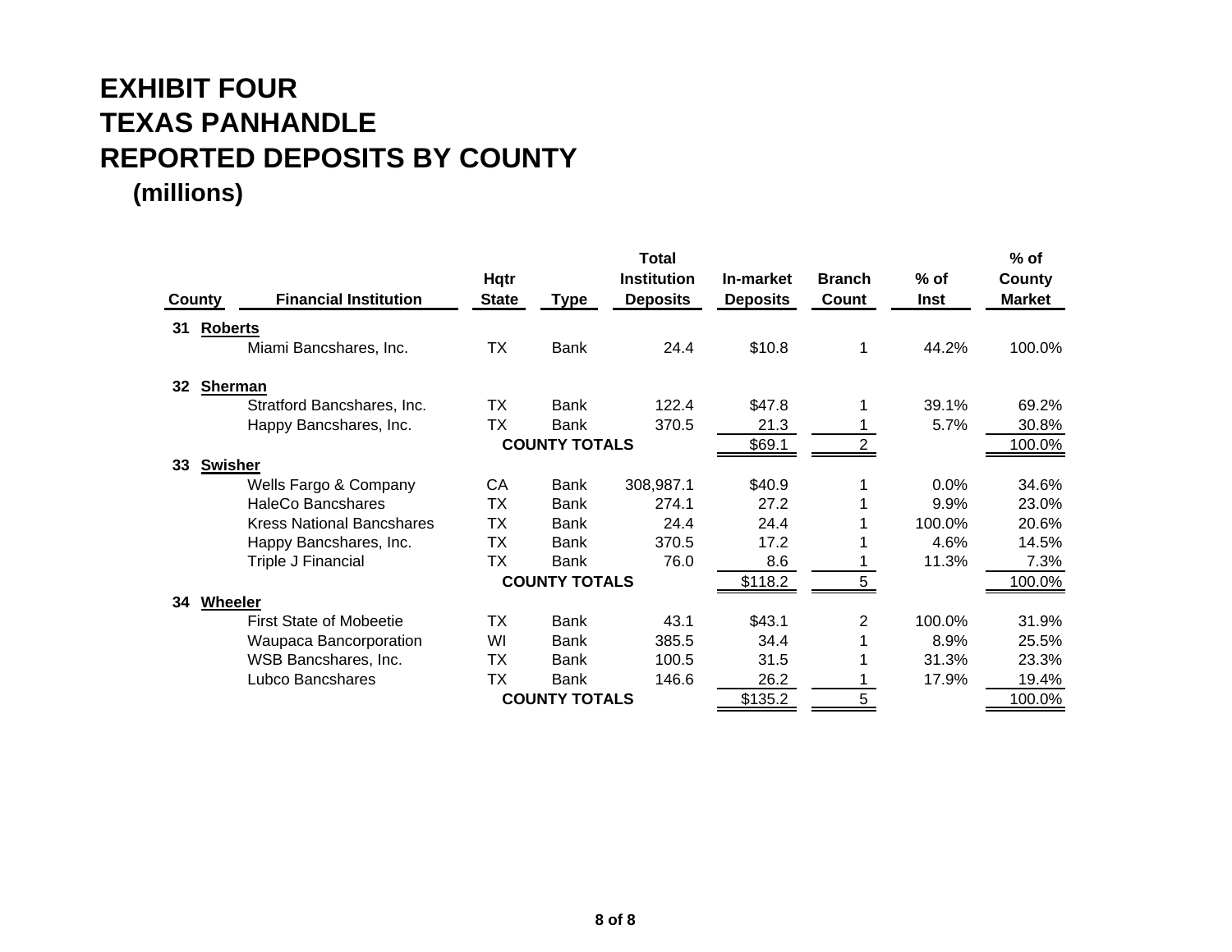# EXHIBIT FOUR
# TEXAS PANHANDLE
# REPORTED DEPOSITS BY COUNTY
## (millions)

| County | Financial Institution | Hqtr State | Type | Total Institution Deposits | In-market Deposits | Branch Count | % of Inst | % of County Market |
|---|---|---|---|---|---|---|---|---|
| **31 Roberts** | | | | | | | | |
| | Miami Bancshares, Inc. | TX | Bank | 24.4 | $10.8 | 1 | 44.2% | 100.0% |
| **32 Sherman** | | | | | | | | |
| | Stratford Bancshares, Inc. | TX | Bank | 122.4 | $47.8 | 1 | 39.1% | 69.2% |
| | Happy Bancshares, Inc. | TX | Bank | 370.5 | 21.3 | 1 | 5.7% | 30.8% |
| | | | **COUNTY TOTALS** | | $69.1 | 2 | | 100.0% |
| **33 Swisher** | | | | | | | | |
| | Wells Fargo & Company | CA | Bank | 308,987.1 | $40.9 | 1 | 0.0% | 34.6% |
| | HaleCo Bancshares | TX | Bank | 274.1 | 27.2 | 1 | 9.9% | 23.0% |
| | Kress National Bancshares | TX | Bank | 24.4 | 24.4 | 1 | 100.0% | 20.6% |
| | Happy Bancshares, Inc. | TX | Bank | 370.5 | 17.2 | 1 | 4.6% | 14.5% |
| | Triple J Financial | TX | Bank | 76.0 | 8.6 | 1 | 11.3% | 7.3% |
| | | | **COUNTY TOTALS** | | $118.2 | 5 | | 100.0% |
| **34 Wheeler** | | | | | | | | |
| | First State of Mobeetie | TX | Bank | 43.1 | $43.1 | 2 | 100.0% | 31.9% |
| | Waupaca Bancorporation | WI | Bank | 385.5 | 34.4 | 1 | 8.9% | 25.5% |
| | WSB Bancshares, Inc. | TX | Bank | 100.5 | 31.5 | 1 | 31.3% | 23.3% |
| | Lubco Bancshares | TX | Bank | 146.6 | 26.2 | 1 | 17.9% | 19.4% |
| | | | **COUNTY TOTALS** | | $135.2 | 5 | | 100.0% |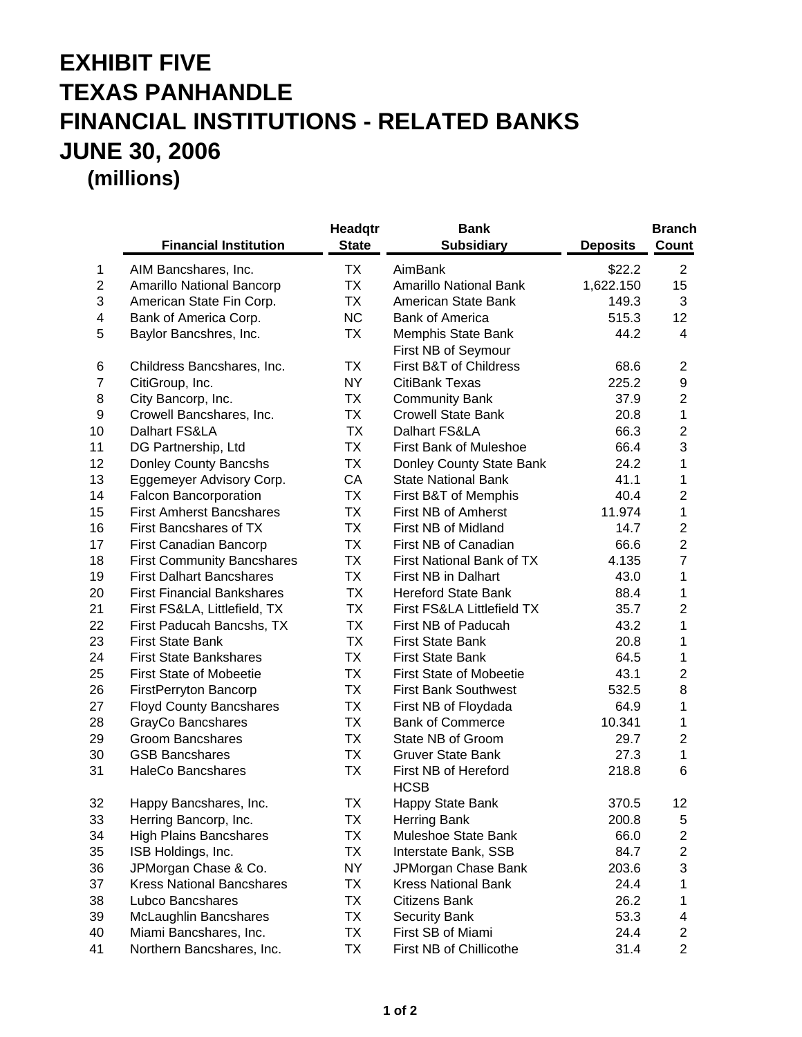# EXHIBIT FIVE
# TEXAS PANHANDLE
# FINANCIAL INSTITUTIONS - RELATED BANKS
# JUNE 30, 2006
## (millions)

| | Financial Institution | Headqtr State | Bank Subsidiary | Deposits | Branch Count |
|---|---|---|---|---|---|
| 1 | AIM Bancshares, Inc. | TX | AimBank | $22.2 | 2 |
| 2 | Amarillo National Bancorp | TX | Amarillo National Bank | 1,622.150 | 15 |
| 3 | American State Fin Corp. | TX | American State Bank | 149.3 | 3 |
| 4 | Bank of America Corp. | NC | Bank of America | 515.3 | 12 |
| 5 | Baylor Bancshres, Inc. | TX | Memphis State Bank<br>First NB of Seymour | 44.2 | 4 |
| 6 | Childress Bancshares, Inc. | TX | First B&T of Childress | 68.6 | 2 |
| 7 | CitiGroup, Inc. | NY | CitiBank Texas | 225.2 | 9 |
| 8 | City Bancorp, Inc. | TX | Community Bank | 37.9 | 2 |
| 9 | Crowell Bancshares, Inc. | TX | Crowell State Bank | 20.8 | 1 |
| 10 | Dalhart FS&LA | TX | Dalhart FS&LA | 66.3 | 2 |
| 11 | DG Partnership, Ltd | TX | First Bank of Muleshoe | 66.4 | 3 |
| 12 | Donley County Bancshs | TX | Donley County State Bank | 24.2 | 1 |
| 13 | Eggemeyer Advisory Corp. | CA | State National Bank | 41.1 | 1 |
| 14 | Falcon Bancorporation | TX | First B&T of Memphis | 40.4 | 2 |
| 15 | First Amherst Bancshares | TX | First NB of Amherst | 11.974 | 1 |
| 16 | First Bancshares of TX | TX | First NB of Midland | 14.7 | 2 |
| 17 | First Canadian Bancorp | TX | First NB of Canadian | 66.6 | 2 |
| 18 | First Community Bancshares | TX | First National Bank of TX | 4.135 | 7 |
| 19 | First Dalhart Bancshares | TX | First NB in Dalhart | 43.0 | 1 |
| 20 | First Financial Bankshares | TX | Hereford State Bank | 88.4 | 1 |
| 21 | First FS&LA, Littlefield, TX | TX | First FS&LA Littlefield TX | 35.7 | 2 |
| 22 | First Paducah Bancshs, TX | TX | First NB of Paducah | 43.2 | 1 |
| 23 | First State Bank | TX | First State Bank | 20.8 | 1 |
| 24 | First State Bankshares | TX | First State Bank | 64.5 | 1 |
| 25 | First State of Mobeetie | TX | First State of Mobeetie | 43.1 | 2 |
| 26 | FirstPerryton Bancorp | TX | First Bank Southwest | 532.5 | 8 |
| 27 | Floyd County Bancshares | TX | First NB of Floydada | 64.9 | 1 |
| 28 | GrayCo Bancshares | TX | Bank of Commerce | 10.341 | 1 |
| 29 | Groom Bancshares | TX | State NB of Groom | 29.7 | 2 |
| 30 | GSB Bancshares | TX | Gruver State Bank | 27.3 | 1 |
| 31 | HaleCo Bancshares | TX | First NB of Hereford<br>HCSB | 218.8 | 6 |
| 32 | Happy Bancshares, Inc. | TX | Happy State Bank | 370.5 | 12 |
| 33 | Herring Bancorp, Inc. | TX | Herring Bank | 200.8 | 5 |
| 34 | High Plains Bancshares | TX | Muleshoe State Bank | 66.0 | 2 |
| 35 | ISB Holdings, Inc. | TX | Interstate Bank, SSB | 84.7 | 2 |
| 36 | JPMorgan Chase & Co. | NY | JPMorgan Chase Bank | 203.6 | 3 |
| 37 | Kress National Bancshares | TX | Kress National Bank | 24.4 | 1 |
| 38 | Lubco Bancshares | TX | Citizens Bank | 26.2 | 1 |
| 39 | McLaughlin Bancshares | TX | Security Bank | 53.3 | 4 |
| 40 | Miami Bancshares, Inc. | TX | First SB of Miami | 24.4 | 2 |
| 41 | Northern Bancshares, Inc. | TX | First NB of Chillicothe | 31.4 | 2 |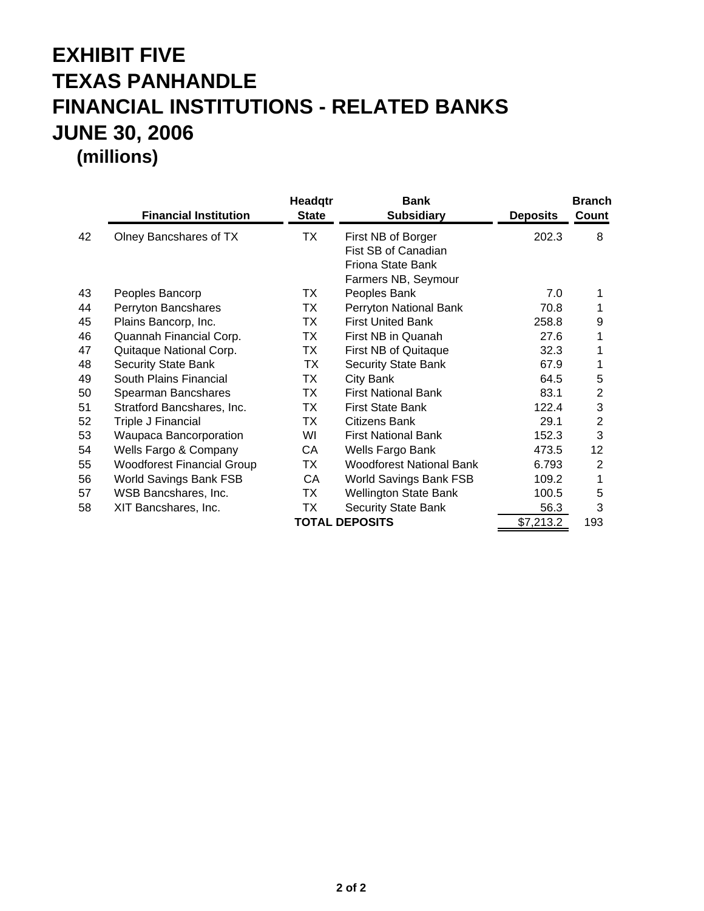# EXHIBIT FIVE
# TEXAS PANHANDLE
# FINANCIAL INSTITUTIONS - RELATED BANKS
# JUNE 30, 2006
## (millions)

| | Financial Institution | Headqtr State | Bank Subsidiary | Deposits | Branch Count |
|---|---|---|---|---|---|
| 42 | Olney Bancshares of TX | TX | First NB of Borger<br>Fist SB of Canadian<br>Friona State Bank<br>Farmers NB, Seymour | 202.3 | 8 |
| 43 | Peoples Bancorp | TX | Peoples Bank | 7.0 | 1 |
| 44 | Perryton Bancshares | TX | Perryton National Bank | 70.8 | 1 |
| 45 | Plains Bancorp, Inc. | TX | First United Bank | 258.8 | 9 |
| 46 | Quannah Financial Corp. | TX | First NB in Quanah | 27.6 | 1 |
| 47 | Quitaque National Corp. | TX | First NB of Quitaque | 32.3 | 1 |
| 48 | Security State Bank | TX | Security State Bank | 67.9 | 1 |
| 49 | South Plains Financial | TX | City Bank | 64.5 | 5 |
| 50 | Spearman Bancshares | TX | First National Bank | 83.1 | 2 |
| 51 | Stratford Bancshares, Inc. | TX | First State Bank | 122.4 | 3 |
| 52 | Triple J Financial | TX | Citizens Bank | 29.1 | 2 |
| 53 | Waupaca Bancorporation | WI | First National Bank | 152.3 | 3 |
| 54 | Wells Fargo & Company | CA | Wells Fargo Bank | 473.5 | 12 |
| 55 | Woodforest Financial Group | TX | Woodforest National Bank | 6.793 | 2 |
| 56 | World Savings Bank FSB | CA | World Savings Bank FSB | 109.2 | 1 |
| 57 | WSB Bancshares, Inc. | TX | Wellington State Bank | 100.5 | 5 |
| 58 | XIT Bancshares, Inc. | TX | Security State Bank | 56.3 | 3 |
| | | | **TOTAL DEPOSITS** | $7,213.2 | 193 |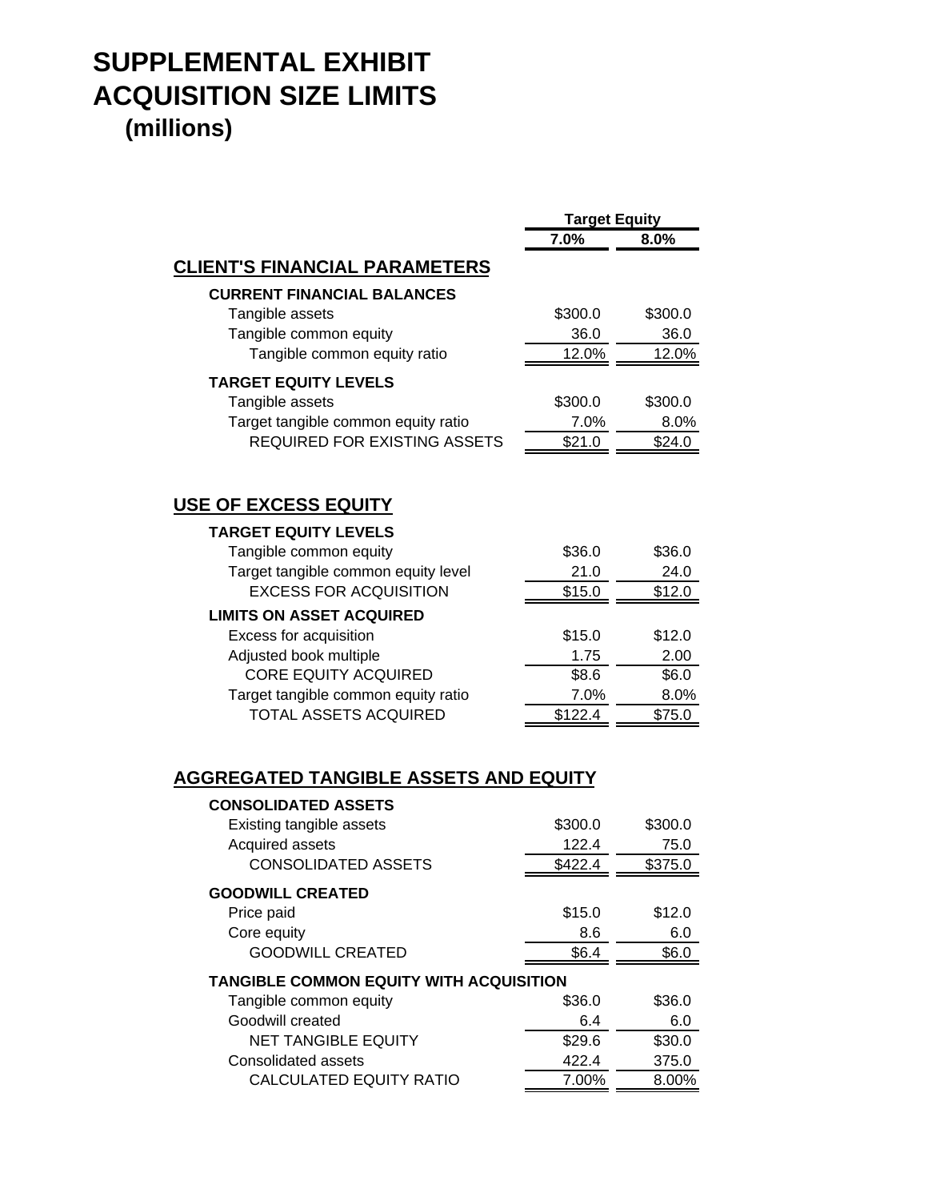# SUPPLEMENTAL EXHIBIT
# ACQUISITION SIZE LIMITS
## (millions)

| | Target Equity | |
|---|---|---|
| | **7.0%** | **8.0%** |
| **CLIENT'S FINANCIAL PARAMETERS** | | |
| **CURRENT FINANCIAL BALANCES** | | |
| Tangible assets | $300.0 | $300.0 |
| Tangible common equity | 36.0 | 36.0 |
| Tangible common equity ratio | 12.0% | 12.0% |
| **TARGET EQUITY LEVELS** | | |
| Tangible assets | $300.0 | $300.0 |
| Target tangible common equity ratio | 7.0% | 8.0% |
| REQUIRED FOR EXISTING ASSETS | $21.0 | $24.0 |
| **USE OF EXCESS EQUITY** | | |
| **TARGET EQUITY LEVELS** | | |
| Tangible common equity | $36.0 | $36.0 |
| Target tangible common equity level | 21.0 | 24.0 |
| EXCESS FOR ACQUISITION | $15.0 | $12.0 |
| **LIMITS ON ASSET ACQUIRED** | | |
| Excess for acquisition | $15.0 | $12.0 |
| Adjusted book multiple | 1.75 | 2.00 |
| CORE EQUITY ACQUIRED | $8.6 | $6.0 |
| Target tangible common equity ratio | 7.0% | 8.0% |
| TOTAL ASSETS ACQUIRED | $122.4 | $75.0 |
| **AGGREGATED TANGIBLE ASSETS AND EQUITY** | | |
| **CONSOLIDATED ASSETS** | | |
| Existing tangible assets | $300.0 | $300.0 |
| Acquired assets | 122.4 | 75.0 |
| CONSOLIDATED ASSETS | $422.4 | $375.0 |
| **GOODWILL CREATED** | | |
| Price paid | $15.0 | $12.0 |
| Core equity | 8.6 | 6.0 |
| GOODWILL CREATED | $6.4 | $6.0 |
| **TANGIBLE COMMON EQUITY WITH ACQUISITION** | | |
| Tangible common equity | $36.0 | $36.0 |
| Goodwill created | 6.4 | 6.0 |
| NET TANGIBLE EQUITY | $29.6 | $30.0 |
| Consolidated assets | 422.4 | 375.0 |
| CALCULATED EQUITY RATIO | 7.00% | 8.00% |